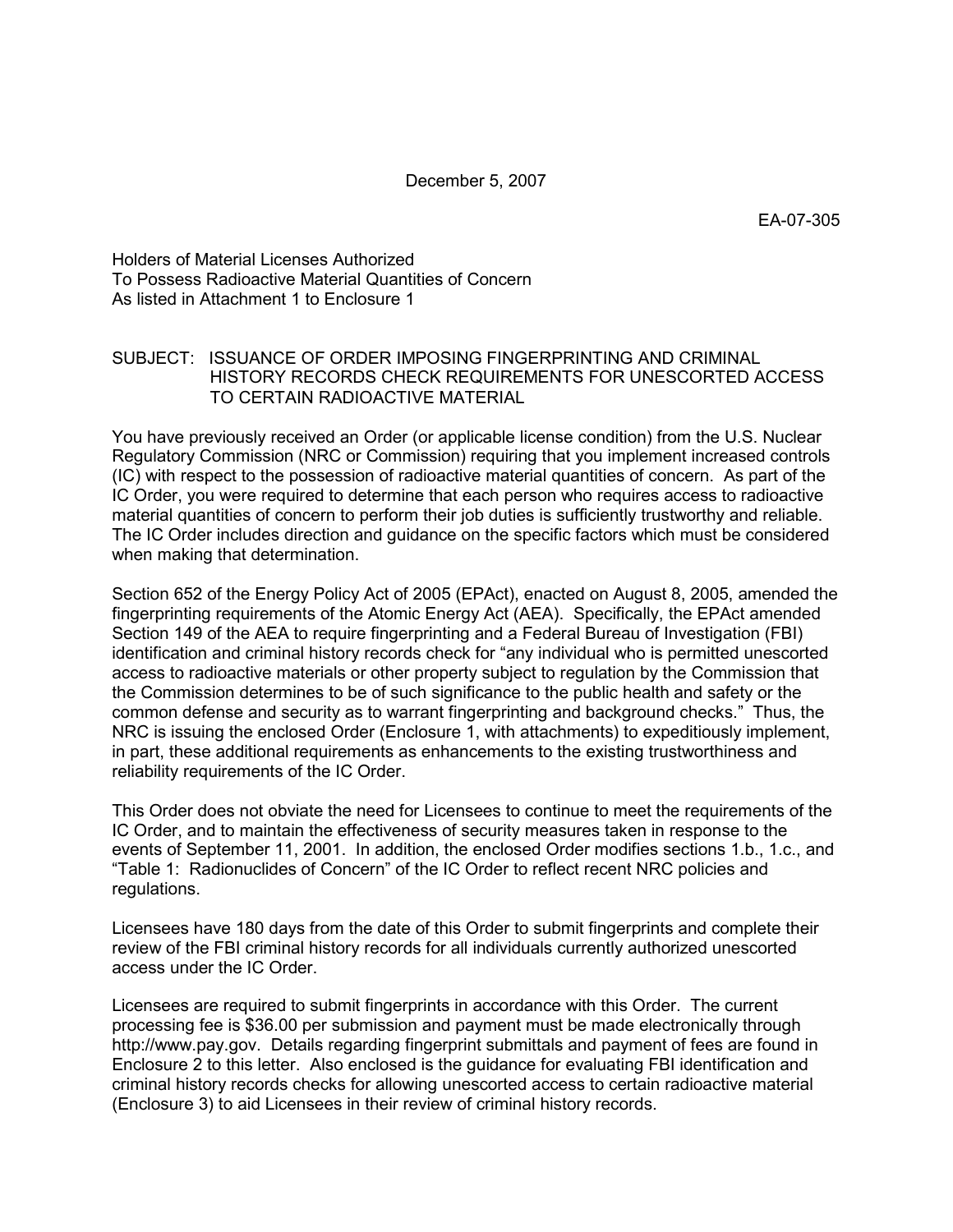December 5, 2007

EA-07-305

Holders of Material Licenses Authorized
To Possess Radioactive Material Quantities of Concern
As listed in Attachment 1 to Enclosure 1

SUBJECT: ISSUANCE OF ORDER IMPOSING FINGERPRINTING AND CRIMINAL HISTORY RECORDS CHECK REQUIREMENTS FOR UNESCORTED ACCESS TO CERTAIN RADIOACTIVE MATERIAL

You have previously received an Order (or applicable license condition) from the U.S. Nuclear Regulatory Commission (NRC or Commission) requiring that you implement increased controls (IC) with respect to the possession of radioactive material quantities of concern. As part of the IC Order, you were required to determine that each person who requires access to radioactive material quantities of concern to perform their job duties is sufficiently trustworthy and reliable. The IC Order includes direction and guidance on the specific factors which must be considered when making that determination.

Section 652 of the Energy Policy Act of 2005 (EPAct), enacted on August 8, 2005, amended the fingerprinting requirements of the Atomic Energy Act (AEA). Specifically, the EPAct amended Section 149 of the AEA to require fingerprinting and a Federal Bureau of Investigation (FBI) identification and criminal history records check for "any individual who is permitted unescorted access to radioactive materials or other property subject to regulation by the Commission that the Commission determines to be of such significance to the public health and safety or the common defense and security as to warrant fingerprinting and background checks." Thus, the NRC is issuing the enclosed Order (Enclosure 1, with attachments) to expeditiously implement, in part, these additional requirements as enhancements to the existing trustworthiness and reliability requirements of the IC Order.

This Order does not obviate the need for Licensees to continue to meet the requirements of the IC Order, and to maintain the effectiveness of security measures taken in response to the events of September 11, 2001. In addition, the enclosed Order modifies sections 1.b., 1.c., and "Table 1: Radionuclides of Concern" of the IC Order to reflect recent NRC policies and regulations.

Licensees have 180 days from the date of this Order to submit fingerprints and complete their review of the FBI criminal history records for all individuals currently authorized unescorted access under the IC Order.

Licensees are required to submit fingerprints in accordance with this Order. The current processing fee is $36.00 per submission and payment must be made electronically through http://www.pay.gov. Details regarding fingerprint submittals and payment of fees are found in Enclosure 2 to this letter. Also enclosed is the guidance for evaluating FBI identification and criminal history records checks for allowing unescorted access to certain radioactive material (Enclosure 3) to aid Licensees in their review of criminal history records.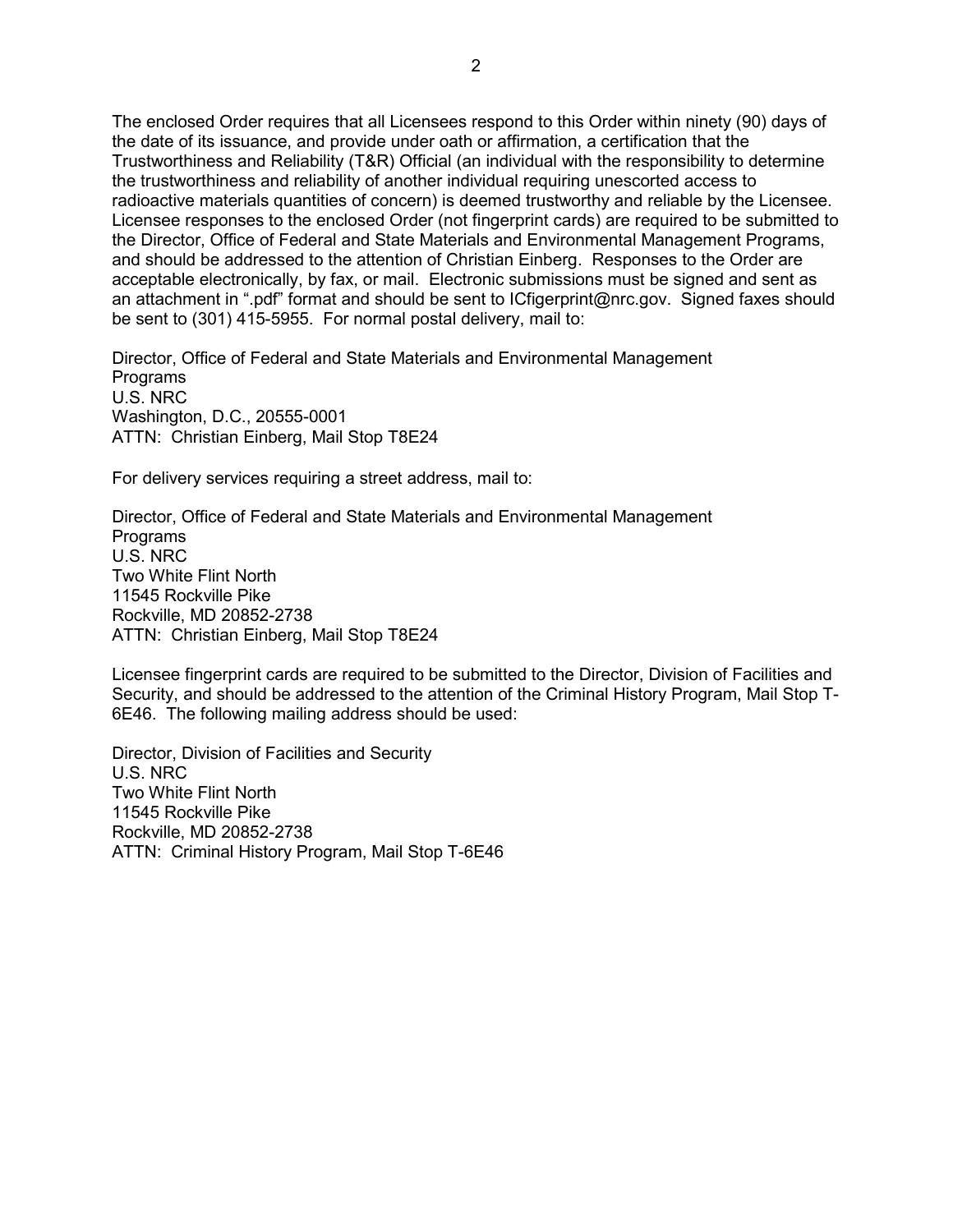The enclosed Order requires that all Licensees respond to this Order within ninety (90) days of the date of its issuance, and provide under oath or affirmation, a certification that the Trustworthiness and Reliability (T&R) Official (an individual with the responsibility to determine the trustworthiness and reliability of another individual requiring unescorted access to radioactive materials quantities of concern) is deemed trustworthy and reliable by the Licensee. Licensee responses to the enclosed Order (not fingerprint cards) are required to be submitted to the Director, Office of Federal and State Materials and Environmental Management Programs, and should be addressed to the attention of Christian Einberg. Responses to the Order are acceptable electronically, by fax, or mail. Electronic submissions must be signed and sent as an attachment in ".pdf" format and should be sent to ICfigerprint@nrc.gov. Signed faxes should be sent to (301) 415-5955. For normal postal delivery, mail to:

Director, Office of Federal and State Materials and Environmental Management Programs
U.S. NRC
Washington, D.C., 20555-0001
ATTN: Christian Einberg, Mail Stop T8E24

For delivery services requiring a street address, mail to:

Director, Office of Federal and State Materials and Environmental Management Programs
U.S. NRC
Two White Flint North
11545 Rockville Pike
Rockville, MD 20852-2738
ATTN: Christian Einberg, Mail Stop T8E24

Licensee fingerprint cards are required to be submitted to the Director, Division of Facilities and Security, and should be addressed to the attention of the Criminal History Program, Mail Stop T-6E46. The following mailing address should be used:

Director, Division of Facilities and Security
U.S. NRC
Two White Flint North
11545 Rockville Pike
Rockville, MD 20852-2738
ATTN: Criminal History Program, Mail Stop T-6E46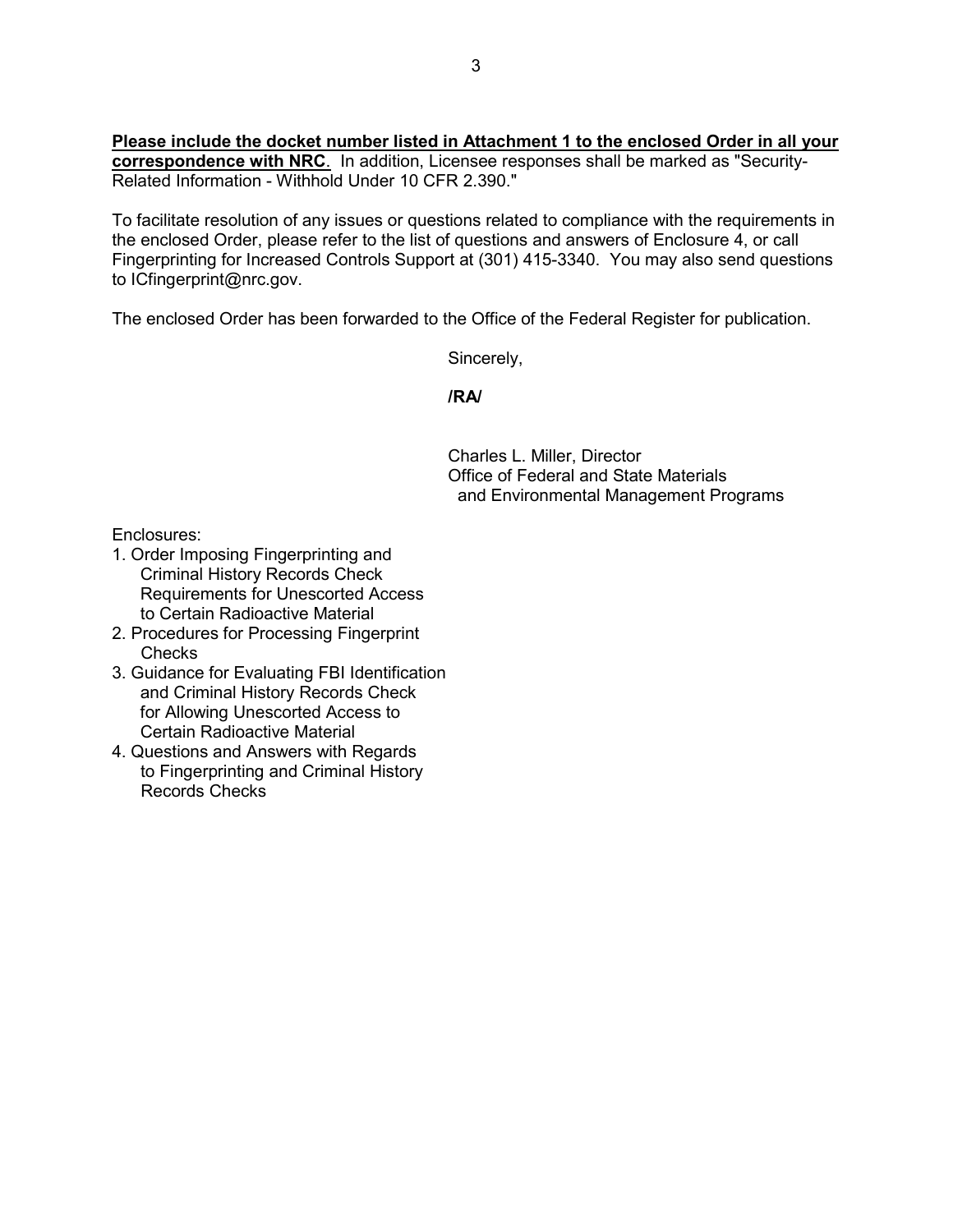**Please include the docket number listed in Attachment 1 to the enclosed Order in all your correspondence with NRC**. In addition, Licensee responses shall be marked as "Security-Related Information - Withhold Under 10 CFR 2.390."

To facilitate resolution of any issues or questions related to compliance with the requirements in the enclosed Order, please refer to the list of questions and answers of Enclosure 4, or call Fingerprinting for Increased Controls Support at (301) 415-3340. You may also send questions to ICfingerprint@nrc.gov.

The enclosed Order has been forwarded to the Office of the Federal Register for publication.

Sincerely,

**/RA/**

Charles L. Miller, Director
Office of Federal and State Materials
and Environmental Management Programs

Enclosures:

1. Order Imposing Fingerprinting and Criminal History Records Check Requirements for Unescorted Access to Certain Radioactive Material
2. Procedures for Processing Fingerprint Checks
3. Guidance for Evaluating FBI Identification and Criminal History Records Check for Allowing Unescorted Access to Certain Radioactive Material
4. Questions and Answers with Regards to Fingerprinting and Criminal History Records Checks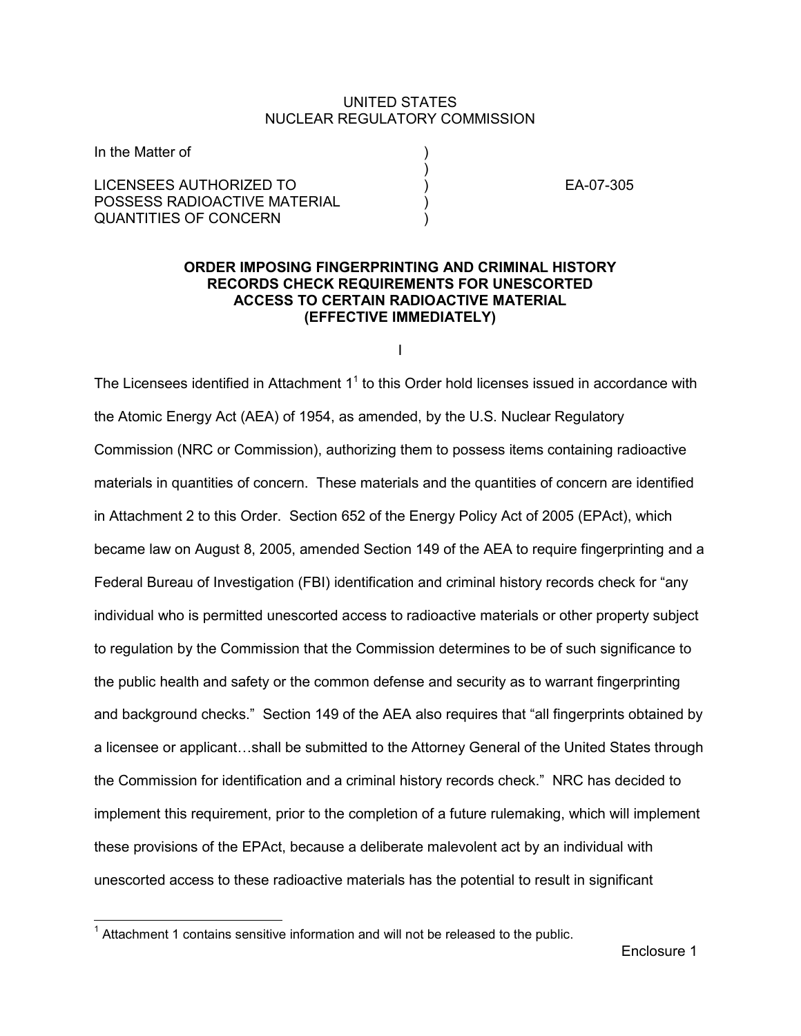UNITED STATES
NUCLEAR REGULATORY COMMISSION

In the Matter of

LICENSEES AUTHORIZED TO POSSESS RADIOACTIVE MATERIAL QUANTITIES OF CONCERN

EA-07-305

**ORDER IMPOSING FINGERPRINTING AND CRIMINAL HISTORY RECORDS CHECK REQUIREMENTS FOR UNESCORTED ACCESS TO CERTAIN RADIOACTIVE MATERIAL (EFFECTIVE IMMEDIATELY)**

I

The Licensees identified in Attachment 1[1] to this Order hold licenses issued in accordance with the Atomic Energy Act (AEA) of 1954, as amended, by the U.S. Nuclear Regulatory Commission (NRC or Commission), authorizing them to possess items containing radioactive materials in quantities of concern. These materials and the quantities of concern are identified in Attachment 2 to this Order. Section 652 of the Energy Policy Act of 2005 (EPAct), which became law on August 8, 2005, amended Section 149 of the AEA to require fingerprinting and a Federal Bureau of Investigation (FBI) identification and criminal history records check for "any individual who is permitted unescorted access to radioactive materials or other property subject to regulation by the Commission that the Commission determines to be of such significance to the public health and safety or the common defense and security as to warrant fingerprinting and background checks." Section 149 of the AEA also requires that "all fingerprints obtained by a licensee or applicant…shall be submitted to the Attorney General of the United States through the Commission for identification and a criminal history records check." NRC has decided to implement this requirement, prior to the completion of a future rulemaking, which will implement these provisions of the EPAct, because a deliberate malevolent act by an individual with unescorted access to these radioactive materials has the potential to result in significant

[1] Attachment 1 contains sensitive information and will not be released to the public.

Enclosure 1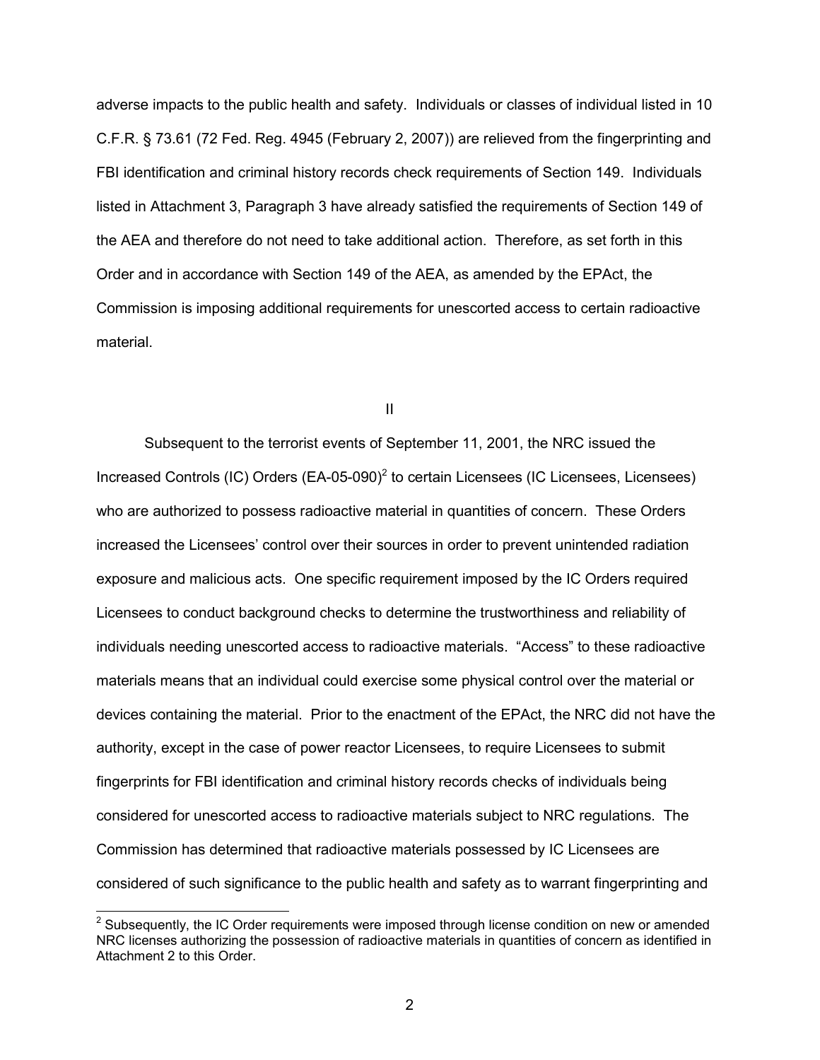adverse impacts to the public health and safety. Individuals or classes of individual listed in 10 C.F.R. § 73.61 (72 Fed. Reg. 4945 (February 2, 2007)) are relieved from the fingerprinting and FBI identification and criminal history records check requirements of Section 149. Individuals listed in Attachment 3, Paragraph 3 have already satisfied the requirements of Section 149 of the AEA and therefore do not need to take additional action. Therefore, as set forth in this Order and in accordance with Section 149 of the AEA, as amended by the EPAct, the Commission is imposing additional requirements for unescorted access to certain radioactive material.

## II

Subsequent to the terrorist events of September 11, 2001, the NRC issued the Increased Controls (IC) Orders (EA-05-090)[2] to certain Licensees (IC Licensees, Licensees) who are authorized to possess radioactive material in quantities of concern. These Orders increased the Licensees' control over their sources in order to prevent unintended radiation exposure and malicious acts. One specific requirement imposed by the IC Orders required Licensees to conduct background checks to determine the trustworthiness and reliability of individuals needing unescorted access to radioactive materials. "Access" to these radioactive materials means that an individual could exercise some physical control over the material or devices containing the material. Prior to the enactment of the EPAct, the NRC did not have the authority, except in the case of power reactor Licensees, to require Licensees to submit fingerprints for FBI identification and criminal history records checks of individuals being considered for unescorted access to radioactive materials subject to NRC regulations. The Commission has determined that radioactive materials possessed by IC Licensees are considered of such significance to the public health and safety as to warrant fingerprinting and

[2] Subsequently, the IC Order requirements were imposed through license condition on new or amended NRC licenses authorizing the possession of radioactive materials in quantities of concern as identified in Attachment 2 to this Order.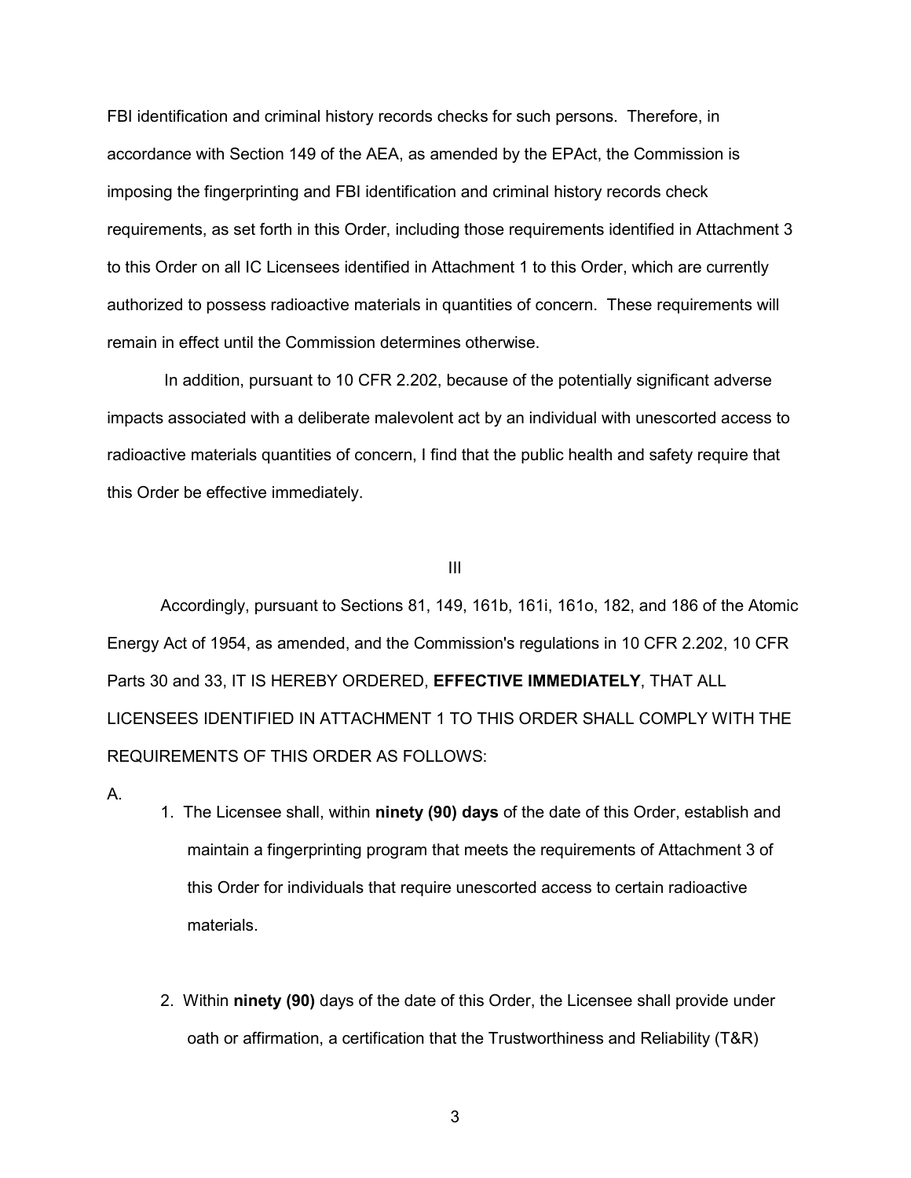FBI identification and criminal history records checks for such persons. Therefore, in accordance with Section 149 of the AEA, as amended by the EPAct, the Commission is imposing the fingerprinting and FBI identification and criminal history records check requirements, as set forth in this Order, including those requirements identified in Attachment 3 to this Order on all IC Licensees identified in Attachment 1 to this Order, which are currently authorized to possess radioactive materials in quantities of concern. These requirements will remain in effect until the Commission determines otherwise.

In addition, pursuant to 10 CFR 2.202, because of the potentially significant adverse impacts associated with a deliberate malevolent act by an individual with unescorted access to radioactive materials quantities of concern, I find that the public health and safety require that this Order be effective immediately.

III

Accordingly, pursuant to Sections 81, 149, 161b, 161i, 161o, 182, and 186 of the Atomic Energy Act of 1954, as amended, and the Commission's regulations in 10 CFR 2.202, 10 CFR Parts 30 and 33, IT IS HEREBY ORDERED, **EFFECTIVE IMMEDIATELY**, THAT ALL LICENSEES IDENTIFIED IN ATTACHMENT 1 TO THIS ORDER SHALL COMPLY WITH THE REQUIREMENTS OF THIS ORDER AS FOLLOWS:

A.

1. The Licensee shall, within **ninety (90) days** of the date of this Order, establish and maintain a fingerprinting program that meets the requirements of Attachment 3 of this Order for individuals that require unescorted access to certain radioactive materials.

2. Within **ninety (90)** days of the date of this Order, the Licensee shall provide under oath or affirmation, a certification that the Trustworthiness and Reliability (T&R)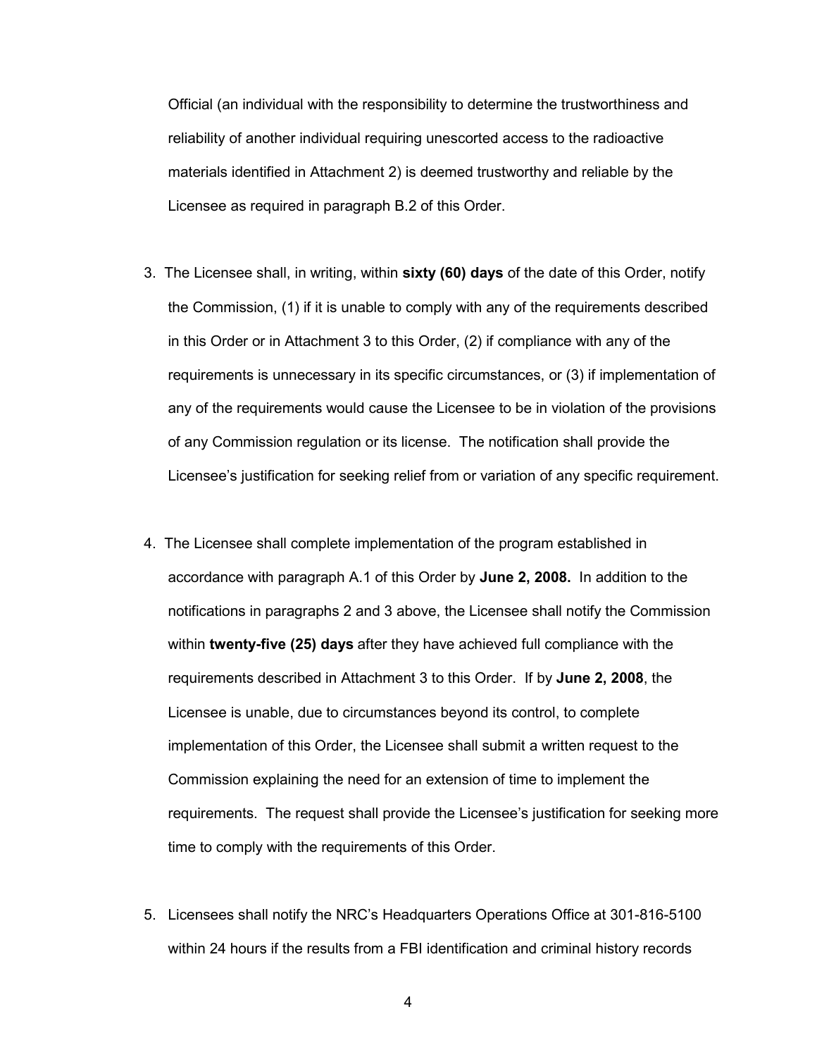Official (an individual with the responsibility to determine the trustworthiness and reliability of another individual requiring unescorted access to the radioactive materials identified in Attachment 2) is deemed trustworthy and reliable by the Licensee as required in paragraph B.2 of this Order.

3. The Licensee shall, in writing, within **sixty (60) days** of the date of this Order, notify the Commission, (1) if it is unable to comply with any of the requirements described in this Order or in Attachment 3 to this Order, (2) if compliance with any of the requirements is unnecessary in its specific circumstances, or (3) if implementation of any of the requirements would cause the Licensee to be in violation of the provisions of any Commission regulation or its license. The notification shall provide the Licensee's justification for seeking relief from or variation of any specific requirement.

4. The Licensee shall complete implementation of the program established in accordance with paragraph A.1 of this Order by **June 2, 2008.** In addition to the notifications in paragraphs 2 and 3 above, the Licensee shall notify the Commission within **twenty-five (25) days** after they have achieved full compliance with the requirements described in Attachment 3 to this Order. If by **June 2, 2008**, the Licensee is unable, due to circumstances beyond its control, to complete implementation of this Order, the Licensee shall submit a written request to the Commission explaining the need for an extension of time to implement the requirements. The request shall provide the Licensee's justification for seeking more time to comply with the requirements of this Order.

5. Licensees shall notify the NRC's Headquarters Operations Office at 301-816-5100 within 24 hours if the results from a FBI identification and criminal history records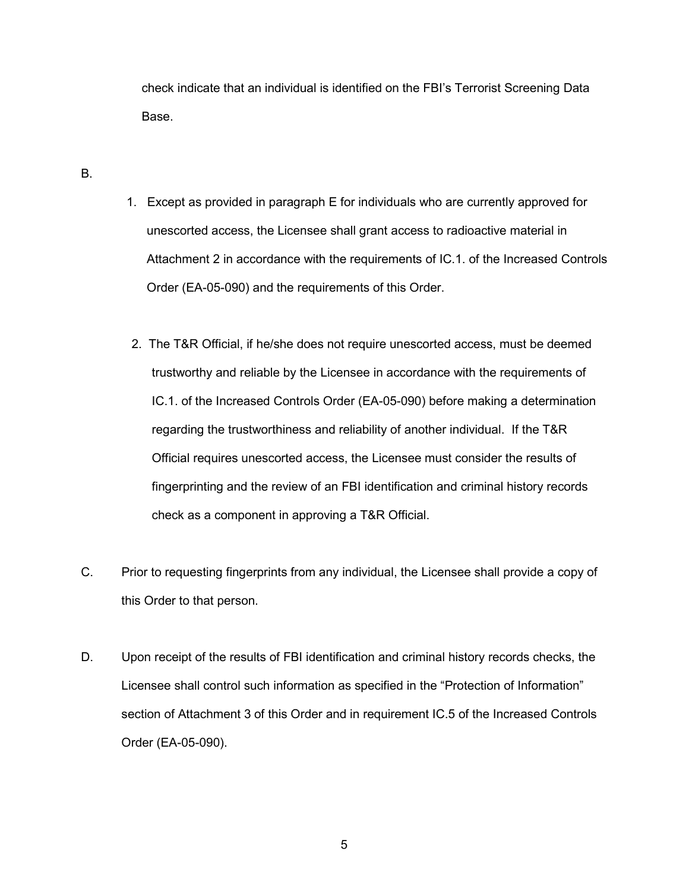check indicate that an individual is identified on the FBI's Terrorist Screening Data Base.

B.

1. Except as provided in paragraph E for individuals who are currently approved for unescorted access, the Licensee shall grant access to radioactive material in Attachment 2 in accordance with the requirements of IC.1. of the Increased Controls Order (EA-05-090) and the requirements of this Order.

2. The T&R Official, if he/she does not require unescorted access, must be deemed trustworthy and reliable by the Licensee in accordance with the requirements of IC.1. of the Increased Controls Order (EA-05-090) before making a determination regarding the trustworthiness and reliability of another individual. If the T&R Official requires unescorted access, the Licensee must consider the results of fingerprinting and the review of an FBI identification and criminal history records check as a component in approving a T&R Official.

C. Prior to requesting fingerprints from any individual, the Licensee shall provide a copy of this Order to that person.

D. Upon receipt of the results of FBI identification and criminal history records checks, the Licensee shall control such information as specified in the "Protection of Information" section of Attachment 3 of this Order and in requirement IC.5 of the Increased Controls Order (EA-05-090).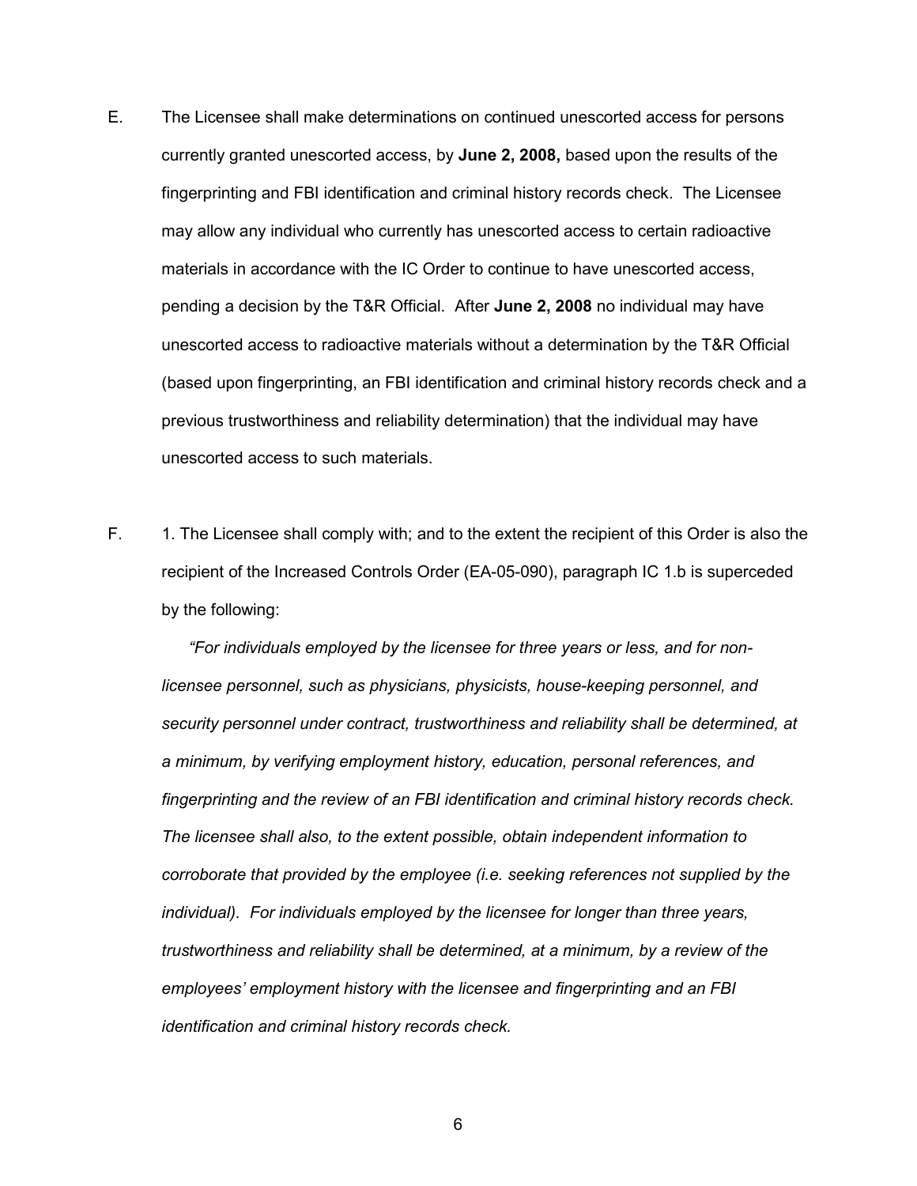E. The Licensee shall make determinations on continued unescorted access for persons currently granted unescorted access, by **June 2, 2008,** based upon the results of the fingerprinting and FBI identification and criminal history records check. The Licensee may allow any individual who currently has unescorted access to certain radioactive materials in accordance with the IC Order to continue to have unescorted access, pending a decision by the T&R Official. After **June 2, 2008** no individual may have unescorted access to radioactive materials without a determination by the T&R Official (based upon fingerprinting, an FBI identification and criminal history records check and a previous trustworthiness and reliability determination) that the individual may have unescorted access to such materials.

F. 1. The Licensee shall comply with; and to the extent the recipient of this Order is also the recipient of the Increased Controls Order (EA-05-090), paragraph IC 1.b is superceded by the following:

*"For individuals employed by the licensee for three years or less, and for non-licensee personnel, such as physicians, physicists, house-keeping personnel, and security personnel under contract, trustworthiness and reliability shall be determined, at a minimum, by verifying employment history, education, personal references, and fingerprinting and the review of an FBI identification and criminal history records check. The licensee shall also, to the extent possible, obtain independent information to corroborate that provided by the employee (i.e. seeking references not supplied by the individual). For individuals employed by the licensee for longer than three years, trustworthiness and reliability shall be determined, at a minimum, by a review of the employees' employment history with the licensee and fingerprinting and an FBI identification and criminal history records check.*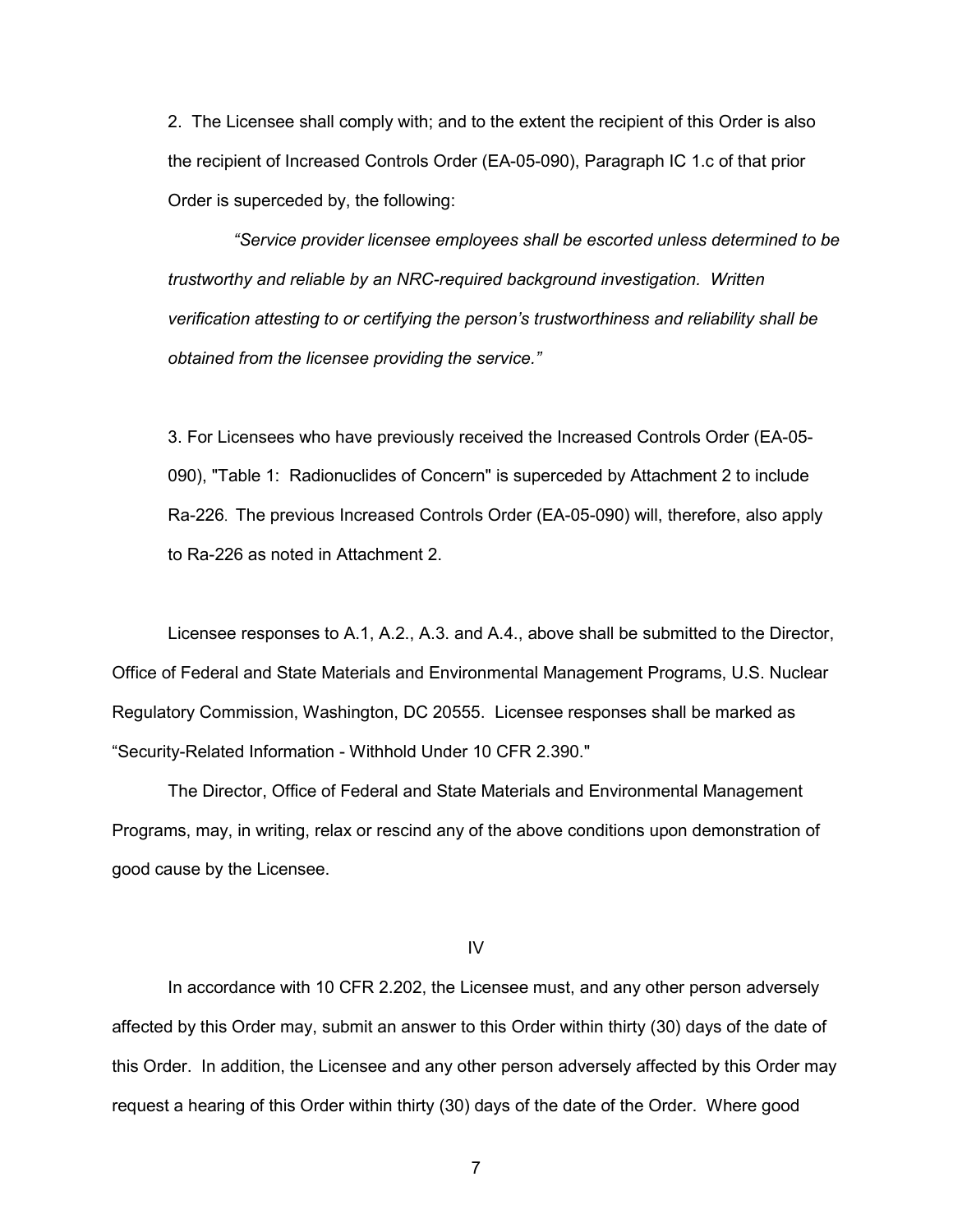2. The Licensee shall comply with; and to the extent the recipient of this Order is also the recipient of Increased Controls Order (EA-05-090), Paragraph IC 1.c of that prior Order is superceded by, the following:

*"Service provider licensee employees shall be escorted unless determined to be trustworthy and reliable by an NRC-required background investigation. Written verification attesting to or certifying the person's trustworthiness and reliability shall be obtained from the licensee providing the service."*

3. For Licensees who have previously received the Increased Controls Order (EA-05-090), "Table 1: Radionuclides of Concern" is superceded by Attachment 2 to include Ra-226. The previous Increased Controls Order (EA-05-090) will, therefore, also apply to Ra-226 as noted in Attachment 2.

Licensee responses to A.1, A.2., A.3. and A.4., above shall be submitted to the Director, Office of Federal and State Materials and Environmental Management Programs, U.S. Nuclear Regulatory Commission, Washington, DC 20555. Licensee responses shall be marked as "Security-Related Information - Withhold Under 10 CFR 2.390."

The Director, Office of Federal and State Materials and Environmental Management Programs, may, in writing, relax or rescind any of the above conditions upon demonstration of good cause by the Licensee.

## IV

In accordance with 10 CFR 2.202, the Licensee must, and any other person adversely affected by this Order may, submit an answer to this Order within thirty (30) days of the date of this Order. In addition, the Licensee and any other person adversely affected by this Order may request a hearing of this Order within thirty (30) days of the date of the Order. Where good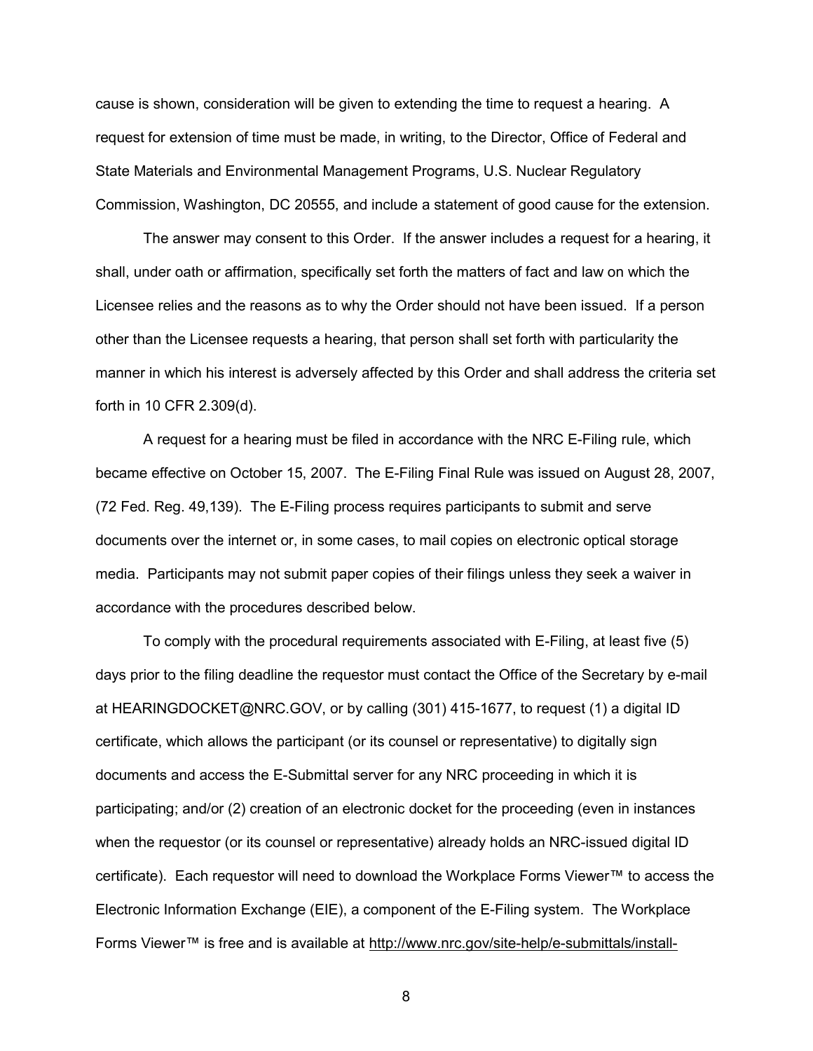cause is shown, consideration will be given to extending the time to request a hearing. A request for extension of time must be made, in writing, to the Director, Office of Federal and State Materials and Environmental Management Programs, U.S. Nuclear Regulatory Commission, Washington, DC 20555, and include a statement of good cause for the extension.

The answer may consent to this Order. If the answer includes a request for a hearing, it shall, under oath or affirmation, specifically set forth the matters of fact and law on which the Licensee relies and the reasons as to why the Order should not have been issued. If a person other than the Licensee requests a hearing, that person shall set forth with particularity the manner in which his interest is adversely affected by this Order and shall address the criteria set forth in 10 CFR 2.309(d).

A request for a hearing must be filed in accordance with the NRC E-Filing rule, which became effective on October 15, 2007. The E-Filing Final Rule was issued on August 28, 2007, (72 Fed. Reg. 49,139). The E-Filing process requires participants to submit and serve documents over the internet or, in some cases, to mail copies on electronic optical storage media. Participants may not submit paper copies of their filings unless they seek a waiver in accordance with the procedures described below.

To comply with the procedural requirements associated with E-Filing, at least five (5) days prior to the filing deadline the requestor must contact the Office of the Secretary by e-mail at HEARINGDOCKET@NRC.GOV, or by calling (301) 415-1677, to request (1) a digital ID certificate, which allows the participant (or its counsel or representative) to digitally sign documents and access the E-Submittal server for any NRC proceeding in which it is participating; and/or (2) creation of an electronic docket for the proceeding (even in instances when the requestor (or its counsel or representative) already holds an NRC-issued digital ID certificate). Each requestor will need to download the Workplace Forms Viewer™ to access the Electronic Information Exchange (EIE), a component of the E-Filing system. The Workplace Forms Viewer™ is free and is available at http://www.nrc.gov/site-help/e-submittals/install-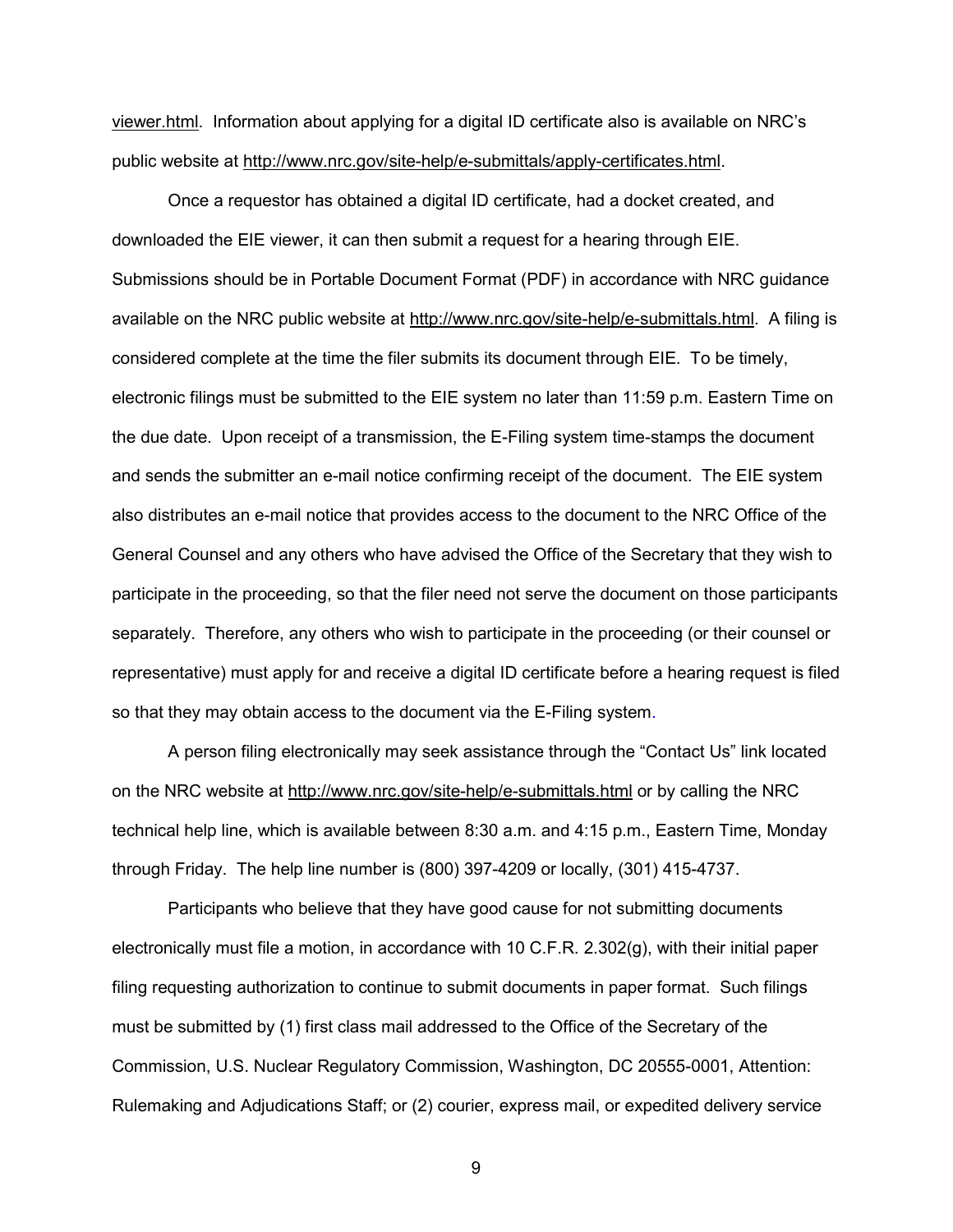viewer.html. Information about applying for a digital ID certificate also is available on NRC's public website at http://www.nrc.gov/site-help/e-submittals/apply-certificates.html.

Once a requestor has obtained a digital ID certificate, had a docket created, and downloaded the EIE viewer, it can then submit a request for a hearing through EIE. Submissions should be in Portable Document Format (PDF) in accordance with NRC guidance available on the NRC public website at http://www.nrc.gov/site-help/e-submittals.html. A filing is considered complete at the time the filer submits its document through EIE. To be timely, electronic filings must be submitted to the EIE system no later than 11:59 p.m. Eastern Time on the due date. Upon receipt of a transmission, the E-Filing system time-stamps the document and sends the submitter an e-mail notice confirming receipt of the document. The EIE system also distributes an e-mail notice that provides access to the document to the NRC Office of the General Counsel and any others who have advised the Office of the Secretary that they wish to participate in the proceeding, so that the filer need not serve the document on those participants separately. Therefore, any others who wish to participate in the proceeding (or their counsel or representative) must apply for and receive a digital ID certificate before a hearing request is filed so that they may obtain access to the document via the E-Filing system.

A person filing electronically may seek assistance through the "Contact Us" link located on the NRC website at http://www.nrc.gov/site-help/e-submittals.html or by calling the NRC technical help line, which is available between 8:30 a.m. and 4:15 p.m., Eastern Time, Monday through Friday. The help line number is (800) 397-4209 or locally, (301) 415-4737.

Participants who believe that they have good cause for not submitting documents electronically must file a motion, in accordance with 10 C.F.R. 2.302(g), with their initial paper filing requesting authorization to continue to submit documents in paper format. Such filings must be submitted by (1) first class mail addressed to the Office of the Secretary of the Commission, U.S. Nuclear Regulatory Commission, Washington, DC 20555-0001, Attention: Rulemaking and Adjudications Staff; or (2) courier, express mail, or expedited delivery service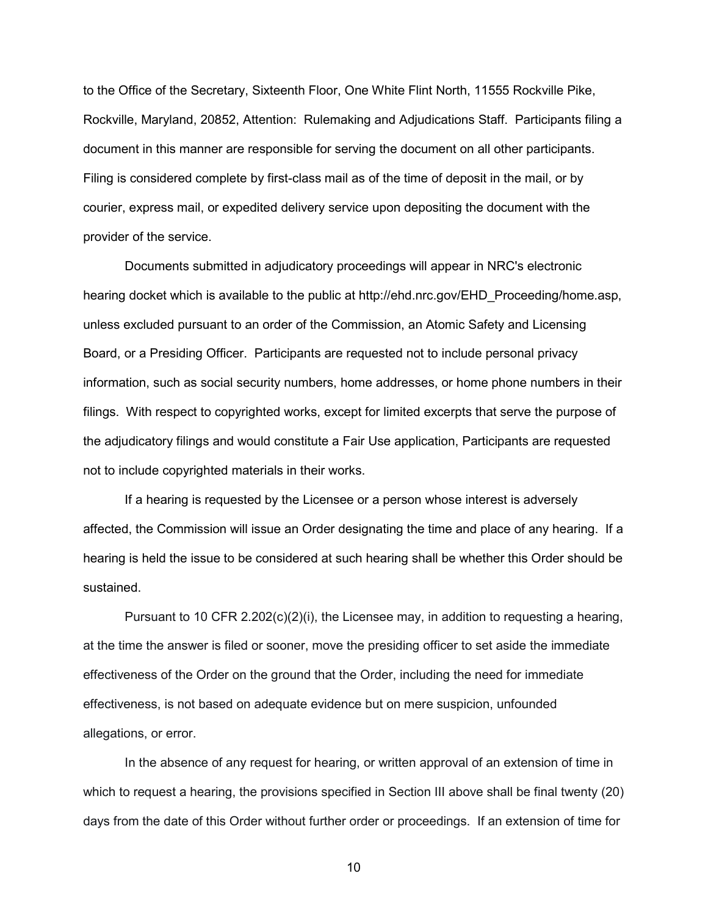to the Office of the Secretary, Sixteenth Floor, One White Flint North, 11555 Rockville Pike, Rockville, Maryland, 20852, Attention: Rulemaking and Adjudications Staff. Participants filing a document in this manner are responsible for serving the document on all other participants. Filing is considered complete by first-class mail as of the time of deposit in the mail, or by courier, express mail, or expedited delivery service upon depositing the document with the provider of the service.

Documents submitted in adjudicatory proceedings will appear in NRC's electronic hearing docket which is available to the public at http://ehd.nrc.gov/EHD_Proceeding/home.asp, unless excluded pursuant to an order of the Commission, an Atomic Safety and Licensing Board, or a Presiding Officer. Participants are requested not to include personal privacy information, such as social security numbers, home addresses, or home phone numbers in their filings. With respect to copyrighted works, except for limited excerpts that serve the purpose of the adjudicatory filings and would constitute a Fair Use application, Participants are requested not to include copyrighted materials in their works.

If a hearing is requested by the Licensee or a person whose interest is adversely affected, the Commission will issue an Order designating the time and place of any hearing. If a hearing is held the issue to be considered at such hearing shall be whether this Order should be sustained.

Pursuant to 10 CFR 2.202(c)(2)(i), the Licensee may, in addition to requesting a hearing, at the time the answer is filed or sooner, move the presiding officer to set aside the immediate effectiveness of the Order on the ground that the Order, including the need for immediate effectiveness, is not based on adequate evidence but on mere suspicion, unfounded allegations, or error.

In the absence of any request for hearing, or written approval of an extension of time in which to request a hearing, the provisions specified in Section III above shall be final twenty (20) days from the date of this Order without further order or proceedings. If an extension of time for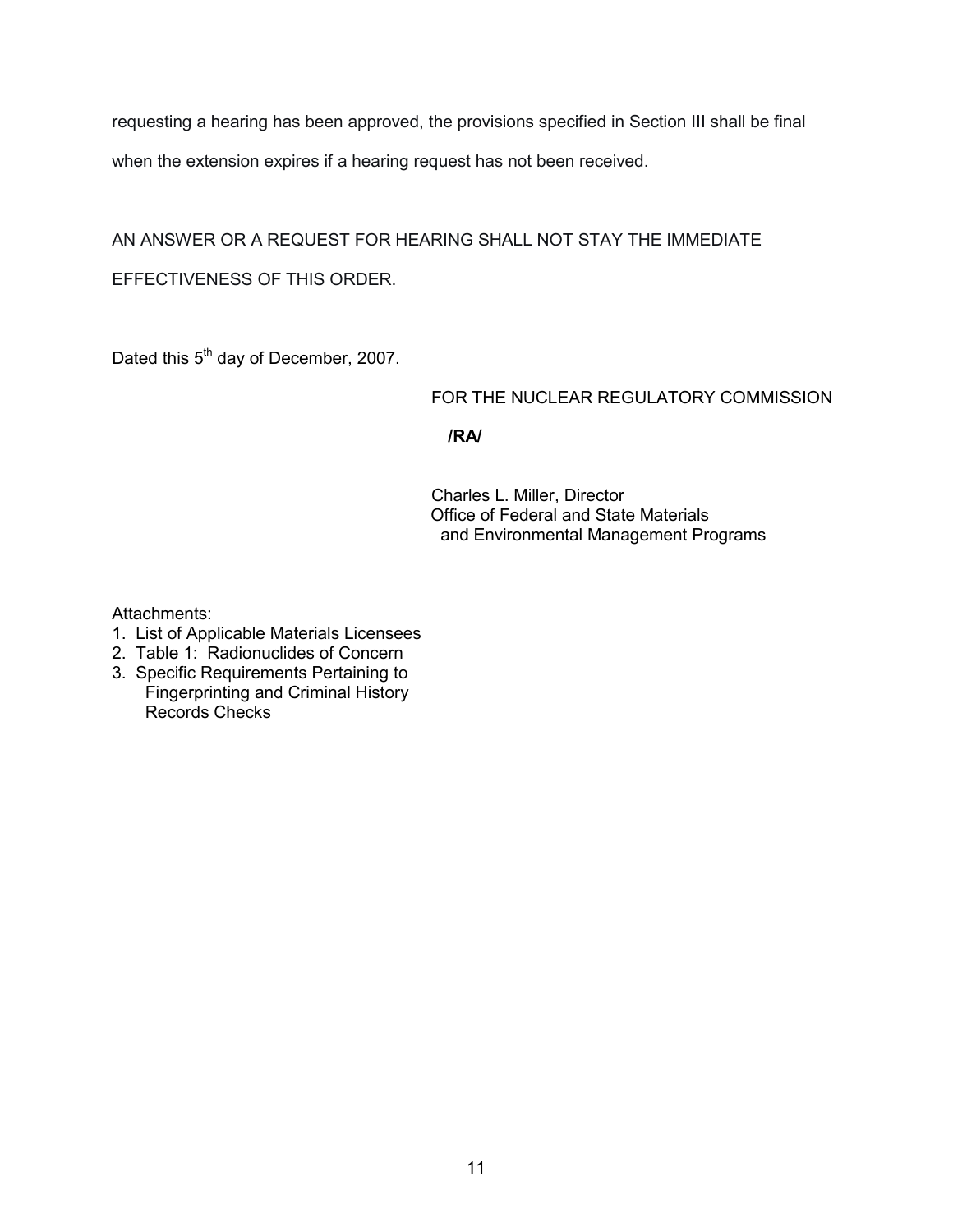requesting a hearing has been approved, the provisions specified in Section III shall be final when the extension expires if a hearing request has not been received.

AN ANSWER OR A REQUEST FOR HEARING SHALL NOT STAY THE IMMEDIATE EFFECTIVENESS OF THIS ORDER.

Dated this 5th day of December, 2007.

FOR THE NUCLEAR REGULATORY COMMISSION

**/RA/**

Charles L. Miller, Director
Office of Federal and State Materials
and Environmental Management Programs

Attachments:
1. List of Applicable Materials Licensees
2. Table 1: Radionuclides of Concern
3. Specific Requirements Pertaining to Fingerprinting and Criminal History Records Checks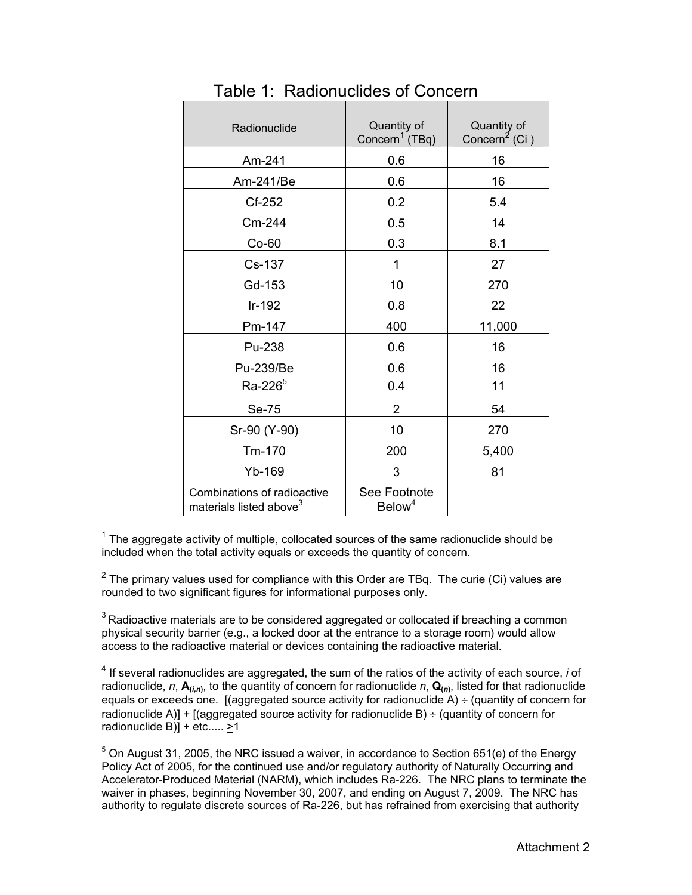# Table 1: Radionuclides of Concern

| Radionuclide | Quantity of Concern[1] (TBq) | Quantity of Concern[2] (Ci ) |
|---|---|---|
| Am-241 | 0.6 | 16 |
| Am-241/Be | 0.6 | 16 |
| Cf-252 | 0.2 | 5.4 |
| Cm-244 | 0.5 | 14 |
| Co-60 | 0.3 | 8.1 |
| Cs-137 | 1 | 27 |
| Gd-153 | 10 | 270 |
| Ir-192 | 0.8 | 22 |
| Pm-147 | 400 | 11,000 |
| Pu-238 | 0.6 | 16 |
| Pu-239/Be | 0.6 | 16 |
| Ra-226[5] | 0.4 | 11 |
| Se-75 | 2 | 54 |
| Sr-90 (Y-90) | 10 | 270 |
| Tm-170 | 200 | 5,400 |
| Yb-169 | 3 | 81 |
| Combinations of radioactive materials listed above[3] | See Footnote Below[4] | |

[1] The aggregate activity of multiple, collocated sources of the same radionuclide should be included when the total activity equals or exceeds the quantity of concern.

[2] The primary values used for compliance with this Order are TBq. The curie (Ci) values are rounded to two significant figures for informational purposes only.

[3] Radioactive materials are to be considered aggregated or collocated if breaching a common physical security barrier (e.g., a locked door at the entrance to a storage room) would allow access to the radioactive material or devices containing the radioactive material.

[4] If several radionuclides are aggregated, the sum of the ratios of the activity of each source, *i* of radionuclide, *n*, $\mathbf{A}_{(i,n)}$, to the quantity of concern for radionuclide *n*, $\mathbf{Q}_{(n)}$, listed for that radionuclide equals or exceeds one. [(aggregated source activity for radionuclide A) ÷ (quantity of concern for radionuclide A)] + [(aggregated source activity for radionuclide B) ÷ (quantity of concern for radionuclide B)] + etc..... $\geq$1

[5] On August 31, 2005, the NRC issued a waiver, in accordance to Section 651(e) of the Energy Policy Act of 2005, for the continued use and/or regulatory authority of Naturally Occurring and Accelerator-Produced Material (NARM), which includes Ra-226. The NRC plans to terminate the waiver in phases, beginning November 30, 2007, and ending on August 7, 2009. The NRC has authority to regulate discrete sources of Ra-226, but has refrained from exercising that authority

Attachment 2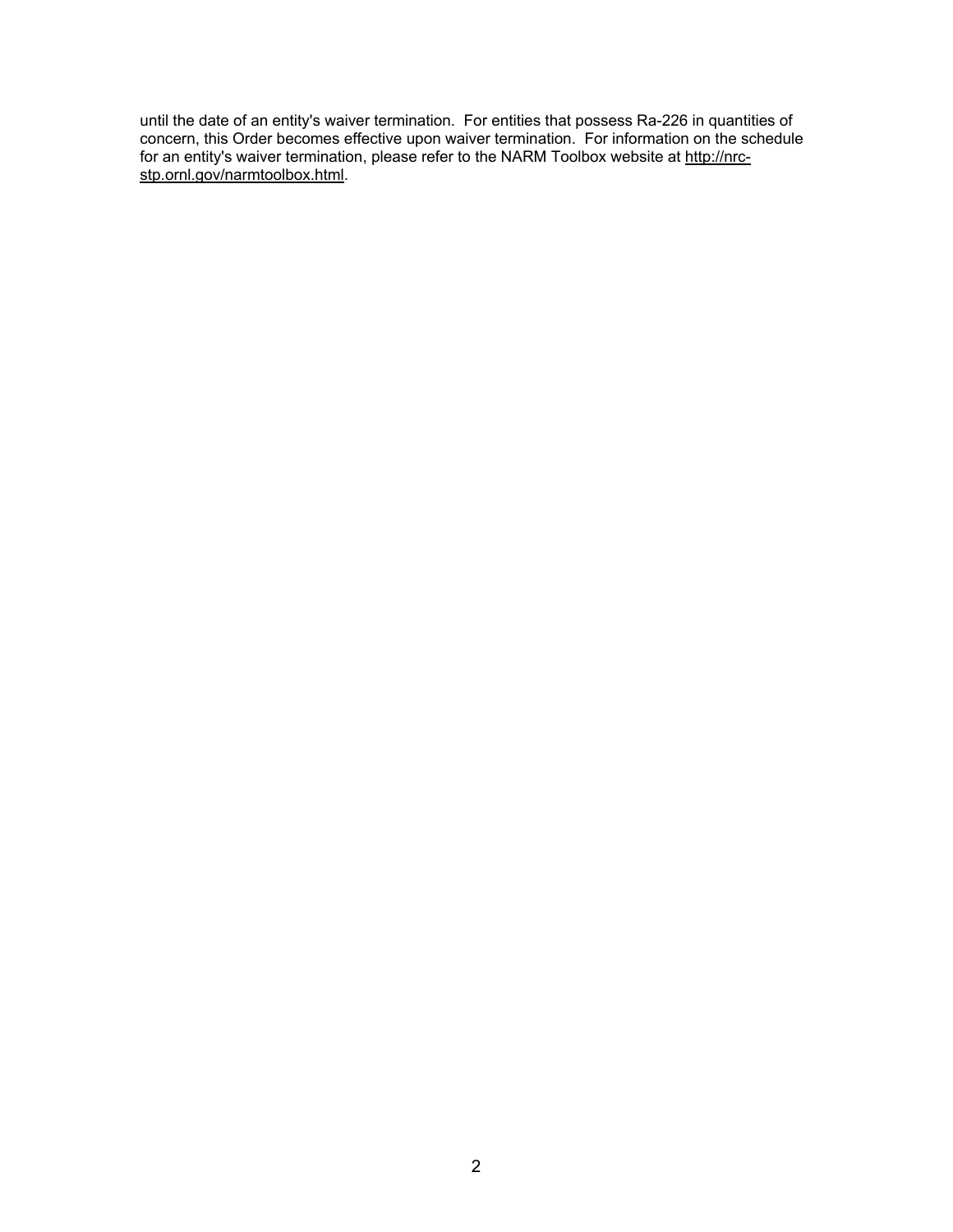until the date of an entity's waiver termination. For entities that possess Ra-226 in quantities of concern, this Order becomes effective upon waiver termination. For information on the schedule for an entity's waiver termination, please refer to the NARM Toolbox website at http://nrc-stp.ornl.gov/narmtoolbox.html.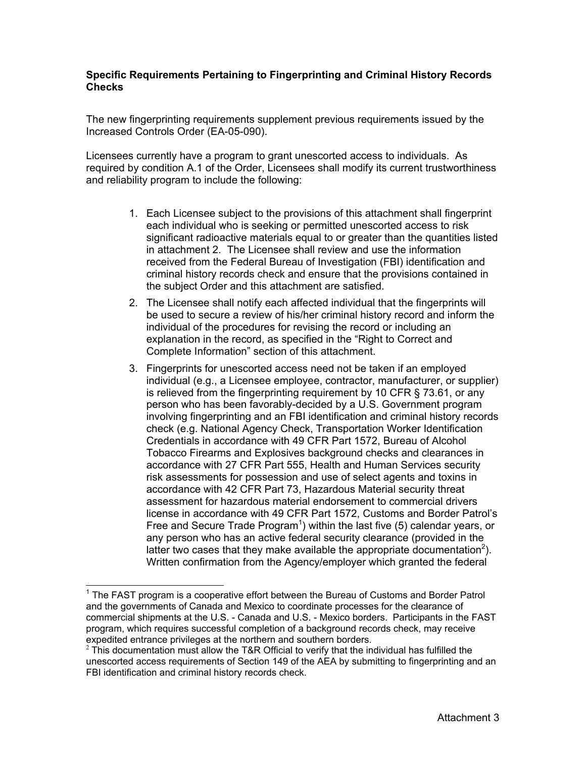**Specific Requirements Pertaining to Fingerprinting and Criminal History Records Checks**

The new fingerprinting requirements supplement previous requirements issued by the Increased Controls Order (EA-05-090).

Licensees currently have a program to grant unescorted access to individuals. As required by condition A.1 of the Order, Licensees shall modify its current trustworthiness and reliability program to include the following:

1. Each Licensee subject to the provisions of this attachment shall fingerprint each individual who is seeking or permitted unescorted access to risk significant radioactive materials equal to or greater than the quantities listed in attachment 2. The Licensee shall review and use the information received from the Federal Bureau of Investigation (FBI) identification and criminal history records check and ensure that the provisions contained in the subject Order and this attachment are satisfied.
2. The Licensee shall notify each affected individual that the fingerprints will be used to secure a review of his/her criminal history record and inform the individual of the procedures for revising the record or including an explanation in the record, as specified in the "Right to Correct and Complete Information" section of this attachment.
3. Fingerprints for unescorted access need not be taken if an employed individual (e.g., a Licensee employee, contractor, manufacturer, or supplier) is relieved from the fingerprinting requirement by 10 CFR § 73.61, or any person who has been favorably-decided by a U.S. Government program involving fingerprinting and an FBI identification and criminal history records check (e.g. National Agency Check, Transportation Worker Identification Credentials in accordance with 49 CFR Part 1572, Bureau of Alcohol Tobacco Firearms and Explosives background checks and clearances in accordance with 27 CFR Part 555, Health and Human Services security risk assessments for possession and use of select agents and toxins in accordance with 42 CFR Part 73, Hazardous Material security threat assessment for hazardous material endorsement to commercial drivers license in accordance with 49 CFR Part 1572, Customs and Border Patrol's Free and Secure Trade Program[1]) within the last five (5) calendar years, or any person who has an active federal security clearance (provided in the latter two cases that they make available the appropriate documentation[2]). Written confirmation from the Agency/employer which granted the federal

[1] The FAST program is a cooperative effort between the Bureau of Customs and Border Patrol and the governments of Canada and Mexico to coordinate processes for the clearance of commercial shipments at the U.S. - Canada and U.S. - Mexico borders. Participants in the FAST program, which requires successful completion of a background records check, may receive expedited entrance privileges at the northern and southern borders.

[2] This documentation must allow the T&R Official to verify that the individual has fulfilled the unescorted access requirements of Section 149 of the AEA by submitting to fingerprinting and an FBI identification and criminal history records check.

Attachment 3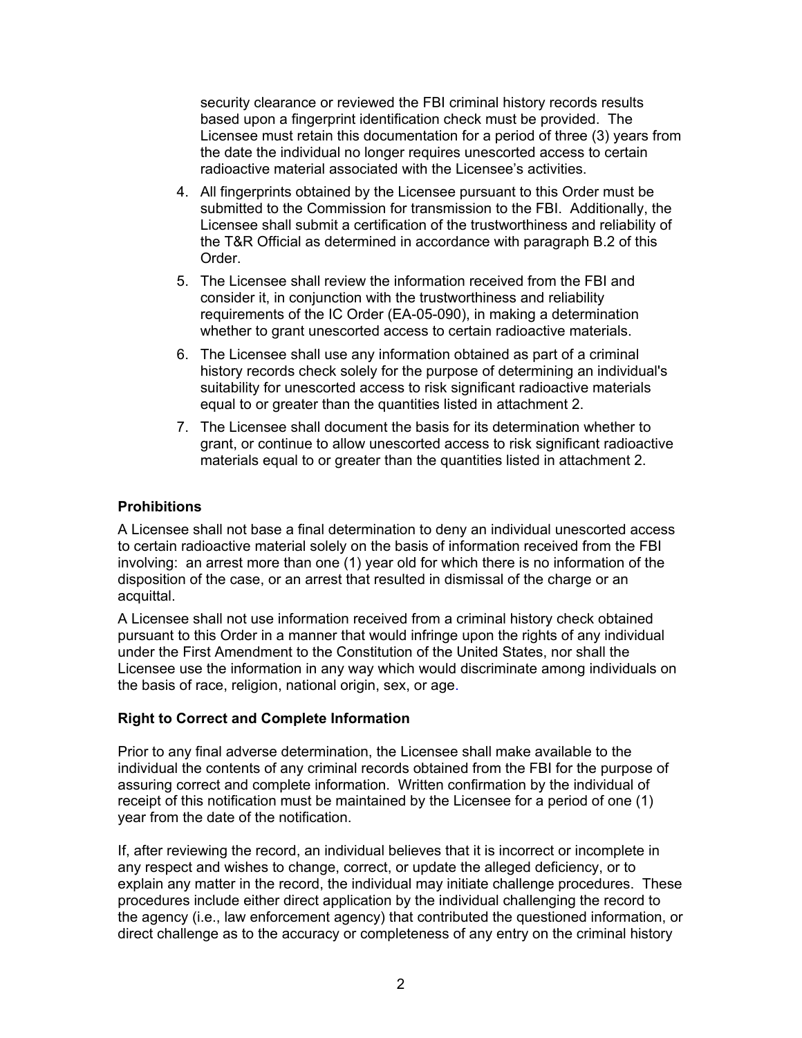security clearance or reviewed the FBI criminal history records results based upon a fingerprint identification check must be provided. The Licensee must retain this documentation for a period of three (3) years from the date the individual no longer requires unescorted access to certain radioactive material associated with the Licensee's activities.

4. All fingerprints obtained by the Licensee pursuant to this Order must be submitted to the Commission for transmission to the FBI. Additionally, the Licensee shall submit a certification of the trustworthiness and reliability of the T&R Official as determined in accordance with paragraph B.2 of this Order.
5. The Licensee shall review the information received from the FBI and consider it, in conjunction with the trustworthiness and reliability requirements of the IC Order (EA-05-090), in making a determination whether to grant unescorted access to certain radioactive materials.
6. The Licensee shall use any information obtained as part of a criminal history records check solely for the purpose of determining an individual's suitability for unescorted access to risk significant radioactive materials equal to or greater than the quantities listed in attachment 2.
7. The Licensee shall document the basis for its determination whether to grant, or continue to allow unescorted access to risk significant radioactive materials equal to or greater than the quantities listed in attachment 2.

**Prohibitions**

A Licensee shall not base a final determination to deny an individual unescorted access to certain radioactive material solely on the basis of information received from the FBI involving: an arrest more than one (1) year old for which there is no information of the disposition of the case, or an arrest that resulted in dismissal of the charge or an acquittal.

A Licensee shall not use information received from a criminal history check obtained pursuant to this Order in a manner that would infringe upon the rights of any individual under the First Amendment to the Constitution of the United States, nor shall the Licensee use the information in any way which would discriminate among individuals on the basis of race, religion, national origin, sex, or age.

**Right to Correct and Complete Information**

Prior to any final adverse determination, the Licensee shall make available to the individual the contents of any criminal records obtained from the FBI for the purpose of assuring correct and complete information. Written confirmation by the individual of receipt of this notification must be maintained by the Licensee for a period of one (1) year from the date of the notification.

If, after reviewing the record, an individual believes that it is incorrect or incomplete in any respect and wishes to change, correct, or update the alleged deficiency, or to explain any matter in the record, the individual may initiate challenge procedures. These procedures include either direct application by the individual challenging the record to the agency (i.e., law enforcement agency) that contributed the questioned information, or direct challenge as to the accuracy or completeness of any entry on the criminal history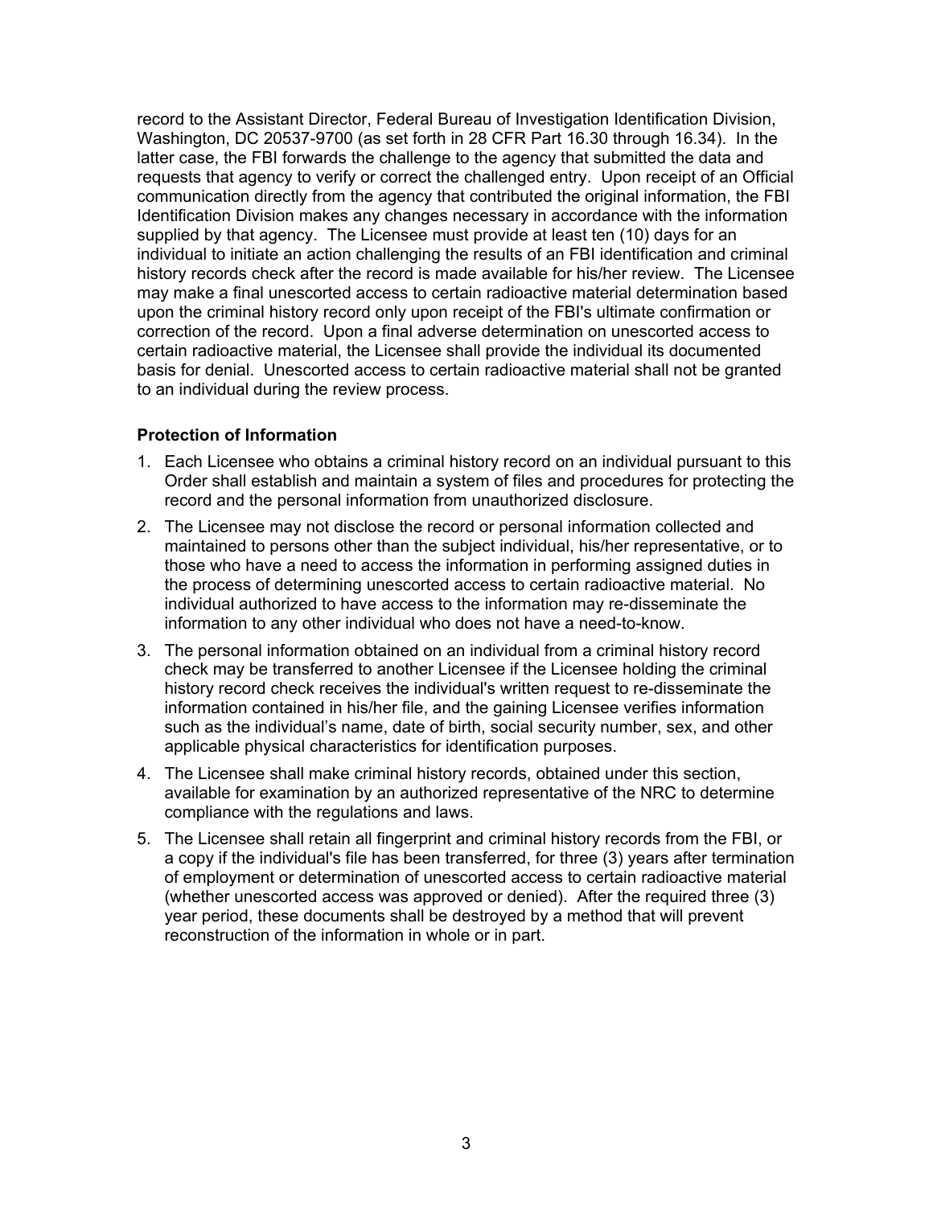record to the Assistant Director, Federal Bureau of Investigation Identification Division, Washington, DC 20537-9700 (as set forth in 28 CFR Part 16.30 through 16.34). In the latter case, the FBI forwards the challenge to the agency that submitted the data and requests that agency to verify or correct the challenged entry. Upon receipt of an Official communication directly from the agency that contributed the original information, the FBI Identification Division makes any changes necessary in accordance with the information supplied by that agency. The Licensee must provide at least ten (10) days for an individual to initiate an action challenging the results of an FBI identification and criminal history records check after the record is made available for his/her review. The Licensee may make a final unescorted access to certain radioactive material determination based upon the criminal history record only upon receipt of the FBI's ultimate confirmation or correction of the record. Upon a final adverse determination on unescorted access to certain radioactive material, the Licensee shall provide the individual its documented basis for denial. Unescorted access to certain radioactive material shall not be granted to an individual during the review process.

**Protection of Information**

1. Each Licensee who obtains a criminal history record on an individual pursuant to this Order shall establish and maintain a system of files and procedures for protecting the record and the personal information from unauthorized disclosure.
2. The Licensee may not disclose the record or personal information collected and maintained to persons other than the subject individual, his/her representative, or to those who have a need to access the information in performing assigned duties in the process of determining unescorted access to certain radioactive material. No individual authorized to have access to the information may re-disseminate the information to any other individual who does not have a need-to-know.
3. The personal information obtained on an individual from a criminal history record check may be transferred to another Licensee if the Licensee holding the criminal history record check receives the individual's written request to re-disseminate the information contained in his/her file, and the gaining Licensee verifies information such as the individual's name, date of birth, social security number, sex, and other applicable physical characteristics for identification purposes.
4. The Licensee shall make criminal history records, obtained under this section, available for examination by an authorized representative of the NRC to determine compliance with the regulations and laws.
5. The Licensee shall retain all fingerprint and criminal history records from the FBI, or a copy if the individual's file has been transferred, for three (3) years after termination of employment or determination of unescorted access to certain radioactive material (whether unescorted access was approved or denied). After the required three (3) year period, these documents shall be destroyed by a method that will prevent reconstruction of the information in whole or in part.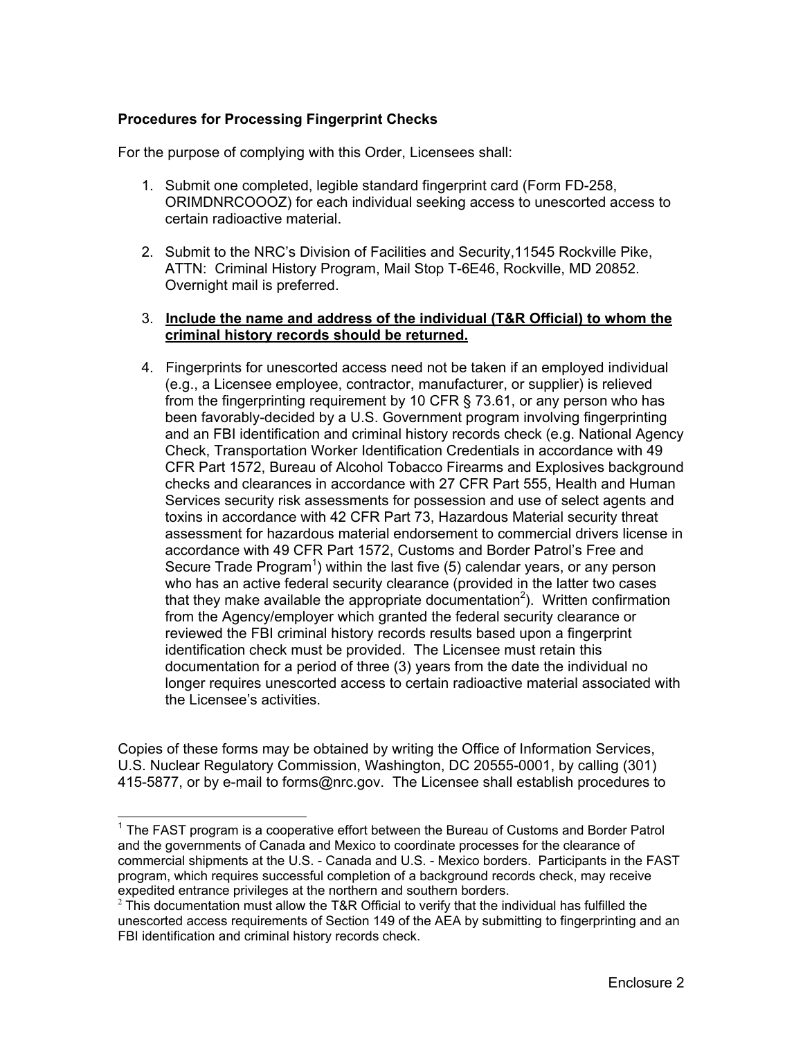**Procedures for Processing Fingerprint Checks**

For the purpose of complying with this Order, Licensees shall:

1. Submit one completed, legible standard fingerprint card (Form FD-258, ORIMDNRCOOOZ) for each individual seeking access to unescorted access to certain radioactive material.

2. Submit to the NRC's Division of Facilities and Security,11545 Rockville Pike, ATTN: Criminal History Program, Mail Stop T-6E46, Rockville, MD 20852. Overnight mail is preferred.

3. **<u>Include the name and address of the individual (T&R Official) to whom the criminal history records should be returned.</u>**

4. Fingerprints for unescorted access need not be taken if an employed individual (e.g., a Licensee employee, contractor, manufacturer, or supplier) is relieved from the fingerprinting requirement by 10 CFR § 73.61, or any person who has been favorably-decided by a U.S. Government program involving fingerprinting and an FBI identification and criminal history records check (e.g. National Agency Check, Transportation Worker Identification Credentials in accordance with 49 CFR Part 1572, Bureau of Alcohol Tobacco Firearms and Explosives background checks and clearances in accordance with 27 CFR Part 555, Health and Human Services security risk assessments for possession and use of select agents and toxins in accordance with 42 CFR Part 73, Hazardous Material security threat assessment for hazardous material endorsement to commercial drivers license in accordance with 49 CFR Part 1572, Customs and Border Patrol's Free and Secure Trade Program[1]) within the last five (5) calendar years, or any person who has an active federal security clearance (provided in the latter two cases that they make available the appropriate documentation[2]). Written confirmation from the Agency/employer which granted the federal security clearance or reviewed the FBI criminal history records results based upon a fingerprint identification check must be provided. The Licensee must retain this documentation for a period of three (3) years from the date the individual no longer requires unescorted access to certain radioactive material associated with the Licensee's activities.

Copies of these forms may be obtained by writing the Office of Information Services, U.S. Nuclear Regulatory Commission, Washington, DC 20555-0001, by calling (301) 415-5877, or by e-mail to forms@nrc.gov. The Licensee shall establish procedures to

---

[1] The FAST program is a cooperative effort between the Bureau of Customs and Border Patrol and the governments of Canada and Mexico to coordinate processes for the clearance of commercial shipments at the U.S. - Canada and U.S. - Mexico borders. Participants in the FAST program, which requires successful completion of a background records check, may receive expedited entrance privileges at the northern and southern borders.

[2] This documentation must allow the T&R Official to verify that the individual has fulfilled the unescorted access requirements of Section 149 of the AEA by submitting to fingerprinting and an FBI identification and criminal history records check.

Enclosure 2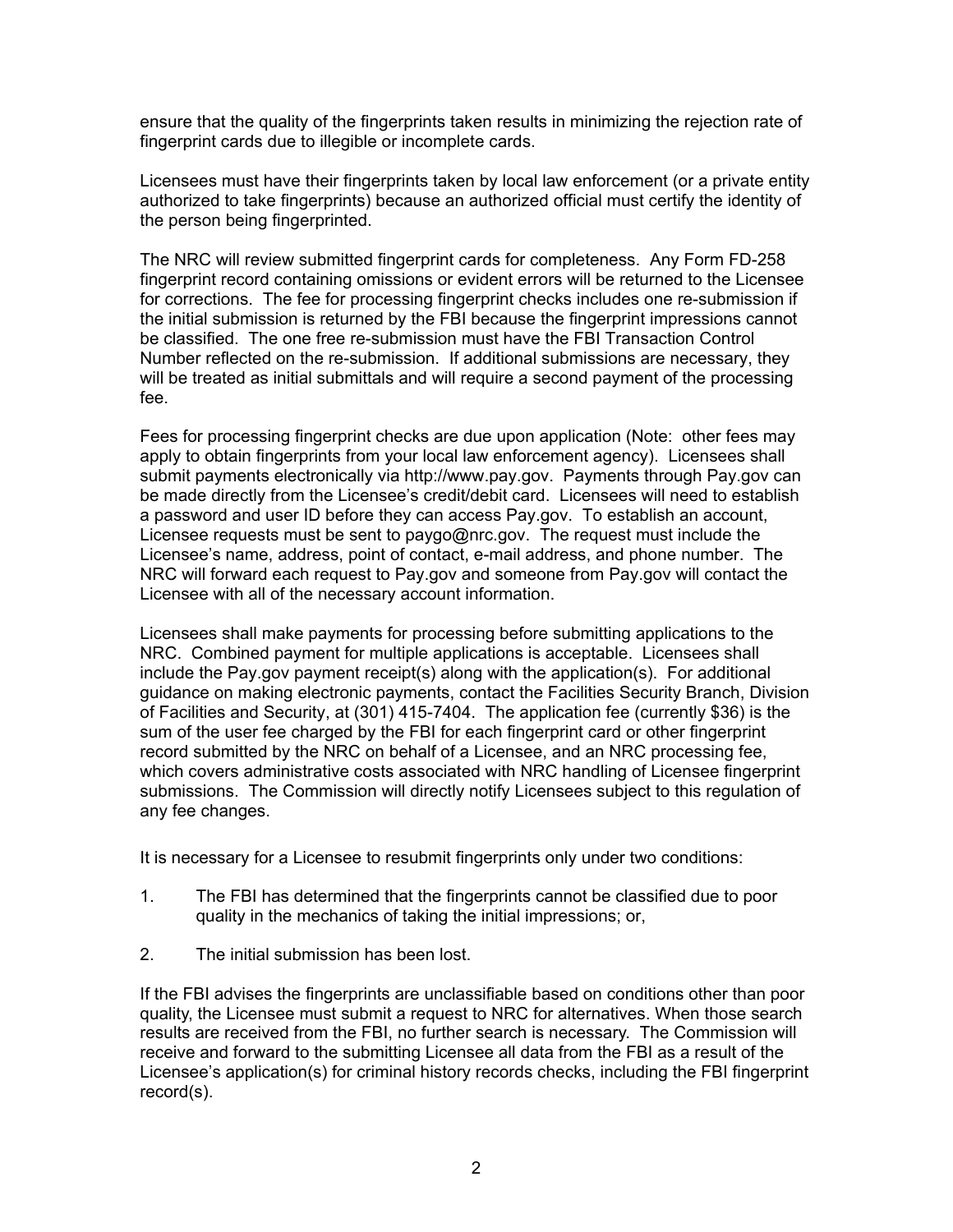ensure that the quality of the fingerprints taken results in minimizing the rejection rate of fingerprint cards due to illegible or incomplete cards.

Licensees must have their fingerprints taken by local law enforcement (or a private entity authorized to take fingerprints) because an authorized official must certify the identity of the person being fingerprinted.

The NRC will review submitted fingerprint cards for completeness. Any Form FD-258 fingerprint record containing omissions or evident errors will be returned to the Licensee for corrections. The fee for processing fingerprint checks includes one re-submission if the initial submission is returned by the FBI because the fingerprint impressions cannot be classified. The one free re-submission must have the FBI Transaction Control Number reflected on the re-submission. If additional submissions are necessary, they will be treated as initial submittals and will require a second payment of the processing fee.

Fees for processing fingerprint checks are due upon application (Note: other fees may apply to obtain fingerprints from your local law enforcement agency). Licensees shall submit payments electronically via http://www.pay.gov. Payments through Pay.gov can be made directly from the Licensee's credit/debit card. Licensees will need to establish a password and user ID before they can access Pay.gov. To establish an account, Licensee requests must be sent to paygo@nrc.gov. The request must include the Licensee's name, address, point of contact, e-mail address, and phone number. The NRC will forward each request to Pay.gov and someone from Pay.gov will contact the Licensee with all of the necessary account information.

Licensees shall make payments for processing before submitting applications to the NRC. Combined payment for multiple applications is acceptable. Licensees shall include the Pay.gov payment receipt(s) along with the application(s). For additional guidance on making electronic payments, contact the Facilities Security Branch, Division of Facilities and Security, at (301) 415-7404. The application fee (currently $36) is the sum of the user fee charged by the FBI for each fingerprint card or other fingerprint record submitted by the NRC on behalf of a Licensee, and an NRC processing fee, which covers administrative costs associated with NRC handling of Licensee fingerprint submissions. The Commission will directly notify Licensees subject to this regulation of any fee changes.

It is necessary for a Licensee to resubmit fingerprints only under two conditions:

1. The FBI has determined that the fingerprints cannot be classified due to poor quality in the mechanics of taking the initial impressions; or,

2. The initial submission has been lost.

If the FBI advises the fingerprints are unclassifiable based on conditions other than poor quality, the Licensee must submit a request to NRC for alternatives. When those search results are received from the FBI, no further search is necessary. The Commission will receive and forward to the submitting Licensee all data from the FBI as a result of the Licensee's application(s) for criminal history records checks, including the FBI fingerprint record(s).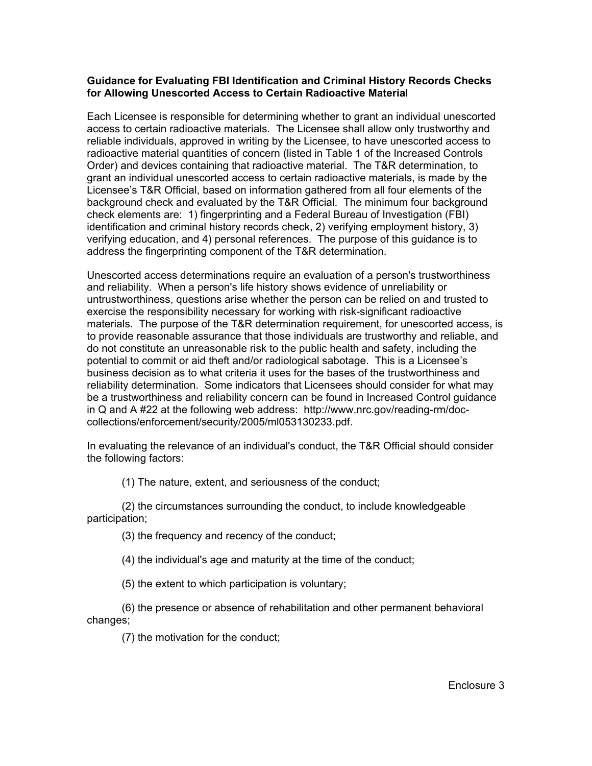**Guidance for Evaluating FBI Identification and Criminal History Records Checks for Allowing Unescorted Access to Certain Radioactive Material**

Each Licensee is responsible for determining whether to grant an individual unescorted access to certain radioactive materials. The Licensee shall allow only trustworthy and reliable individuals, approved in writing by the Licensee, to have unescorted access to radioactive material quantities of concern (listed in Table 1 of the Increased Controls Order) and devices containing that radioactive material. The T&R determination, to grant an individual unescorted access to certain radioactive materials, is made by the Licensee's T&R Official, based on information gathered from all four elements of the background check and evaluated by the T&R Official. The minimum four background check elements are: 1) fingerprinting and a Federal Bureau of Investigation (FBI) identification and criminal history records check, 2) verifying employment history, 3) verifying education, and 4) personal references. The purpose of this guidance is to address the fingerprinting component of the T&R determination.

Unescorted access determinations require an evaluation of a person's trustworthiness and reliability. When a person's life history shows evidence of unreliability or untrustworthiness, questions arise whether the person can be relied on and trusted to exercise the responsibility necessary for working with risk-significant radioactive materials. The purpose of the T&R determination requirement, for unescorted access, is to provide reasonable assurance that those individuals are trustworthy and reliable, and do not constitute an unreasonable risk to the public health and safety, including the potential to commit or aid theft and/or radiological sabotage. This is a Licensee's business decision as to what criteria it uses for the bases of the trustworthiness and reliability determination. Some indicators that Licensees should consider for what may be a trustworthiness and reliability concern can be found in Increased Control guidance in Q and A #22 at the following web address: http://www.nrc.gov/reading-rm/doc-collections/enforcement/security/2005/ml053130233.pdf.

In evaluating the relevance of an individual's conduct, the T&R Official should consider the following factors:

(1) The nature, extent, and seriousness of the conduct;

(2) the circumstances surrounding the conduct, to include knowledgeable participation;

(3) the frequency and recency of the conduct;

(4) the individual's age and maturity at the time of the conduct;

(5) the extent to which participation is voluntary;

(6) the presence or absence of rehabilitation and other permanent behavioral changes;

(7) the motivation for the conduct;

Enclosure 3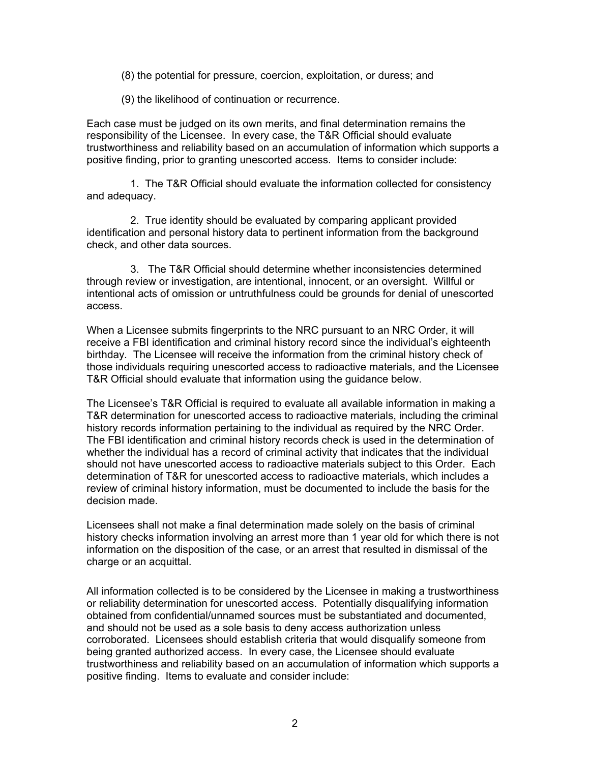(8) the potential for pressure, coercion, exploitation, or duress; and

(9) the likelihood of continuation or recurrence.

Each case must be judged on its own merits, and final determination remains the responsibility of the Licensee. In every case, the T&R Official should evaluate trustworthiness and reliability based on an accumulation of information which supports a positive finding, prior to granting unescorted access. Items to consider include:

1. The T&R Official should evaluate the information collected for consistency and adequacy.

2. True identity should be evaluated by comparing applicant provided identification and personal history data to pertinent information from the background check, and other data sources.

3. The T&R Official should determine whether inconsistencies determined through review or investigation, are intentional, innocent, or an oversight. Willful or intentional acts of omission or untruthfulness could be grounds for denial of unescorted access.

When a Licensee submits fingerprints to the NRC pursuant to an NRC Order, it will receive a FBI identification and criminal history record since the individual's eighteenth birthday. The Licensee will receive the information from the criminal history check of those individuals requiring unescorted access to radioactive materials, and the Licensee T&R Official should evaluate that information using the guidance below.

The Licensee's T&R Official is required to evaluate all available information in making a T&R determination for unescorted access to radioactive materials, including the criminal history records information pertaining to the individual as required by the NRC Order. The FBI identification and criminal history records check is used in the determination of whether the individual has a record of criminal activity that indicates that the individual should not have unescorted access to radioactive materials subject to this Order. Each determination of T&R for unescorted access to radioactive materials, which includes a review of criminal history information, must be documented to include the basis for the decision made.

Licensees shall not make a final determination made solely on the basis of criminal history checks information involving an arrest more than 1 year old for which there is not information on the disposition of the case, or an arrest that resulted in dismissal of the charge or an acquittal.

All information collected is to be considered by the Licensee in making a trustworthiness or reliability determination for unescorted access. Potentially disqualifying information obtained from confidential/unnamed sources must be substantiated and documented, and should not be used as a sole basis to deny access authorization unless corroborated. Licensees should establish criteria that would disqualify someone from being granted authorized access. In every case, the Licensee should evaluate trustworthiness and reliability based on an accumulation of information which supports a positive finding. Items to evaluate and consider include: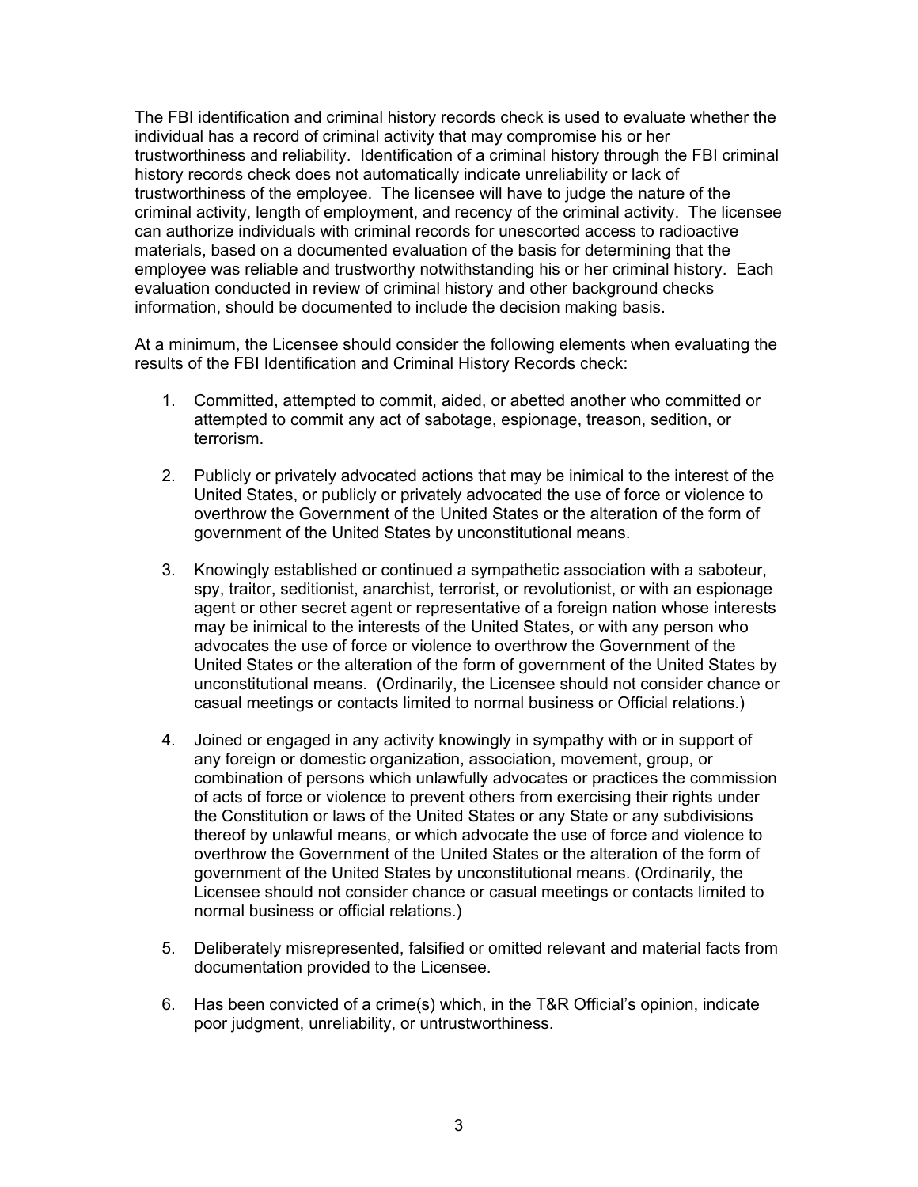The FBI identification and criminal history records check is used to evaluate whether the individual has a record of criminal activity that may compromise his or her trustworthiness and reliability. Identification of a criminal history through the FBI criminal history records check does not automatically indicate unreliability or lack of trustworthiness of the employee. The licensee will have to judge the nature of the criminal activity, length of employment, and recency of the criminal activity. The licensee can authorize individuals with criminal records for unescorted access to radioactive materials, based on a documented evaluation of the basis for determining that the employee was reliable and trustworthy notwithstanding his or her criminal history. Each evaluation conducted in review of criminal history and other background checks information, should be documented to include the decision making basis.

At a minimum, the Licensee should consider the following elements when evaluating the results of the FBI Identification and Criminal History Records check:

1. Committed, attempted to commit, aided, or abetted another who committed or attempted to commit any act of sabotage, espionage, treason, sedition, or terrorism.

2. Publicly or privately advocated actions that may be inimical to the interest of the United States, or publicly or privately advocated the use of force or violence to overthrow the Government of the United States or the alteration of the form of government of the United States by unconstitutional means.

3. Knowingly established or continued a sympathetic association with a saboteur, spy, traitor, seditionist, anarchist, terrorist, or revolutionist, or with an espionage agent or other secret agent or representative of a foreign nation whose interests may be inimical to the interests of the United States, or with any person who advocates the use of force or violence to overthrow the Government of the United States or the alteration of the form of government of the United States by unconstitutional means. (Ordinarily, the Licensee should not consider chance or casual meetings or contacts limited to normal business or Official relations.)

4. Joined or engaged in any activity knowingly in sympathy with or in support of any foreign or domestic organization, association, movement, group, or combination of persons which unlawfully advocates or practices the commission of acts of force or violence to prevent others from exercising their rights under the Constitution or laws of the United States or any State or any subdivisions thereof by unlawful means, or which advocate the use of force and violence to overthrow the Government of the United States or the alteration of the form of government of the United States by unconstitutional means. (Ordinarily, the Licensee should not consider chance or casual meetings or contacts limited to normal business or official relations.)

5. Deliberately misrepresented, falsified or omitted relevant and material facts from documentation provided to the Licensee.

6. Has been convicted of a crime(s) which, in the T&R Official's opinion, indicate poor judgment, unreliability, or untrustworthiness.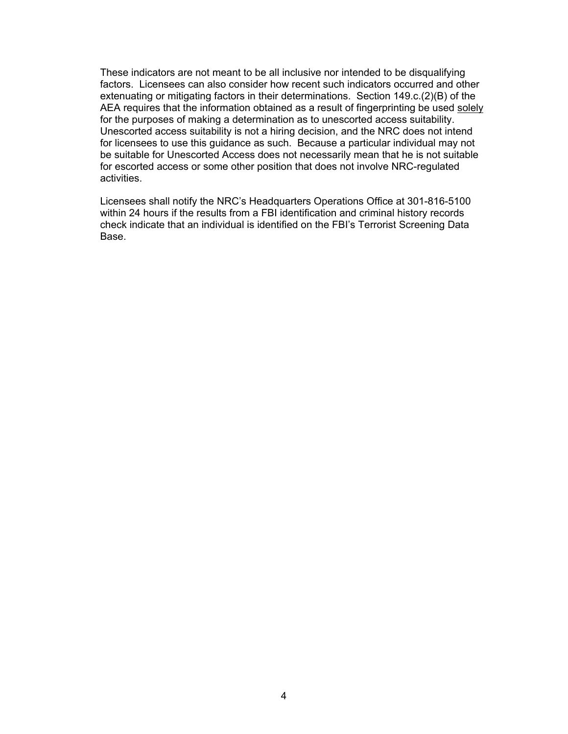These indicators are not meant to be all inclusive nor intended to be disqualifying factors. Licensees can also consider how recent such indicators occurred and other extenuating or mitigating factors in their determinations. Section 149.c.(2)(B) of the AEA requires that the information obtained as a result of fingerprinting be used <u>solely</u> for the purposes of making a determination as to unescorted access suitability. Unescorted access suitability is not a hiring decision, and the NRC does not intend for licensees to use this guidance as such. Because a particular individual may not be suitable for Unescorted Access does not necessarily mean that he is not suitable for escorted access or some other position that does not involve NRC-regulated activities.

Licensees shall notify the NRC's Headquarters Operations Office at 301-816-5100 within 24 hours if the results from a FBI identification and criminal history records check indicate that an individual is identified on the FBI's Terrorist Screening Data Base.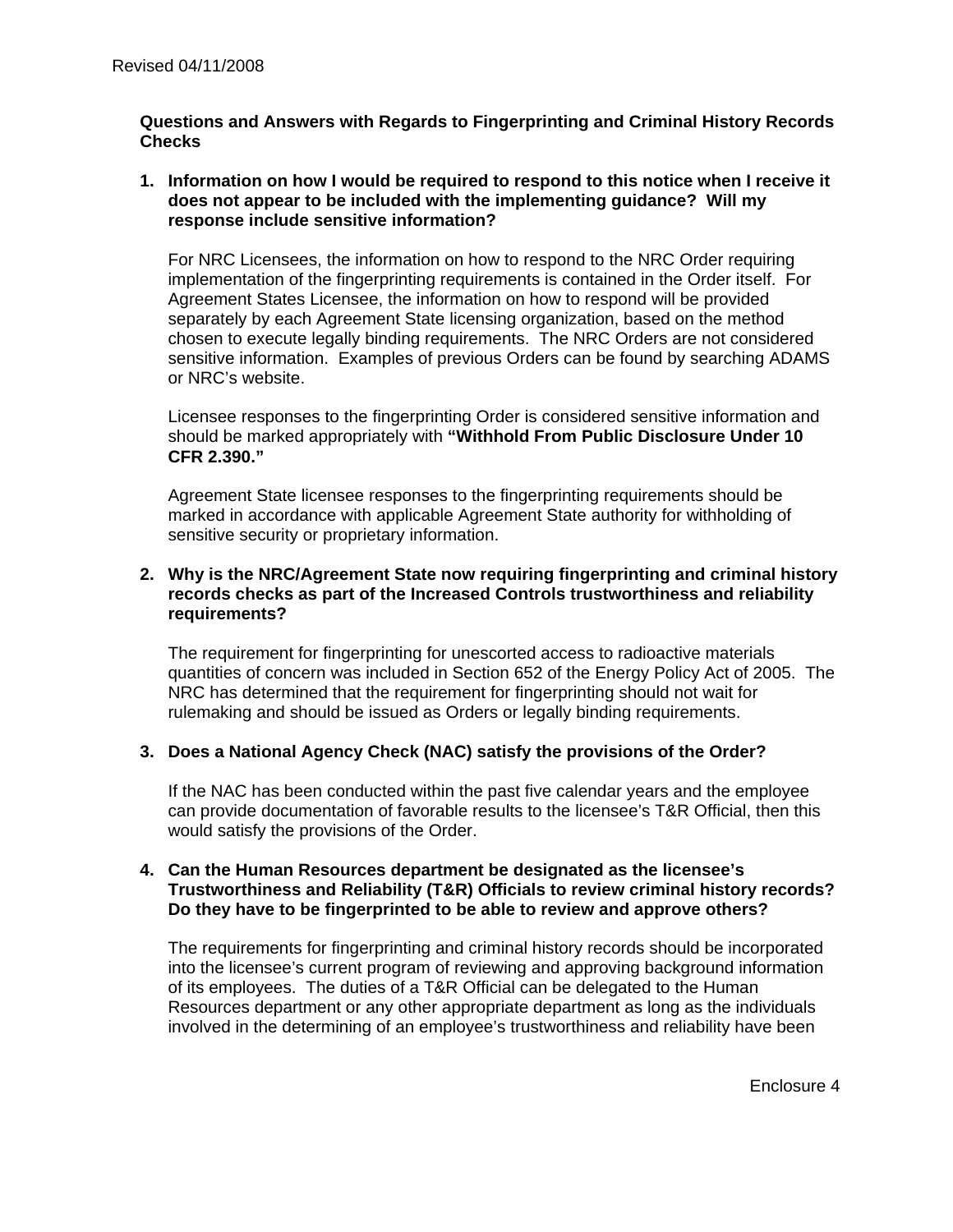Revised 04/11/2008

**Questions and Answers with Regards to Fingerprinting and Criminal History Records Checks**

1. **Information on how I would be required to respond to this notice when I receive it does not appear to be included with the implementing guidance? Will my response include sensitive information?**

   For NRC Licensees, the information on how to respond to the NRC Order requiring implementation of the fingerprinting requirements is contained in the Order itself. For Agreement States Licensee, the information on how to respond will be provided separately by each Agreement State licensing organization, based on the method chosen to execute legally binding requirements. The NRC Orders are not considered sensitive information. Examples of previous Orders can be found by searching ADAMS or NRC's website.

   Licensee responses to the fingerprinting Order is considered sensitive information and should be marked appropriately with **"Withhold From Public Disclosure Under 10 CFR 2.390."**

   Agreement State licensee responses to the fingerprinting requirements should be marked in accordance with applicable Agreement State authority for withholding of sensitive security or proprietary information.

2. **Why is the NRC/Agreement State now requiring fingerprinting and criminal history records checks as part of the Increased Controls trustworthiness and reliability requirements?**

   The requirement for fingerprinting for unescorted access to radioactive materials quantities of concern was included in Section 652 of the Energy Policy Act of 2005. The NRC has determined that the requirement for fingerprinting should not wait for rulemaking and should be issued as Orders or legally binding requirements.

3. **Does a National Agency Check (NAC) satisfy the provisions of the Order?**

   If the NAC has been conducted within the past five calendar years and the employee can provide documentation of favorable results to the licensee's T&R Official, then this would satisfy the provisions of the Order.

4. **Can the Human Resources department be designated as the licensee's Trustworthiness and Reliability (T&R) Officials to review criminal history records? Do they have to be fingerprinted to be able to review and approve others?**

   The requirements for fingerprinting and criminal history records should be incorporated into the licensee's current program of reviewing and approving background information of its employees. The duties of a T&R Official can be delegated to the Human Resources department or any other appropriate department as long as the individuals involved in the determining of an employee's trustworthiness and reliability have been

Enclosure 4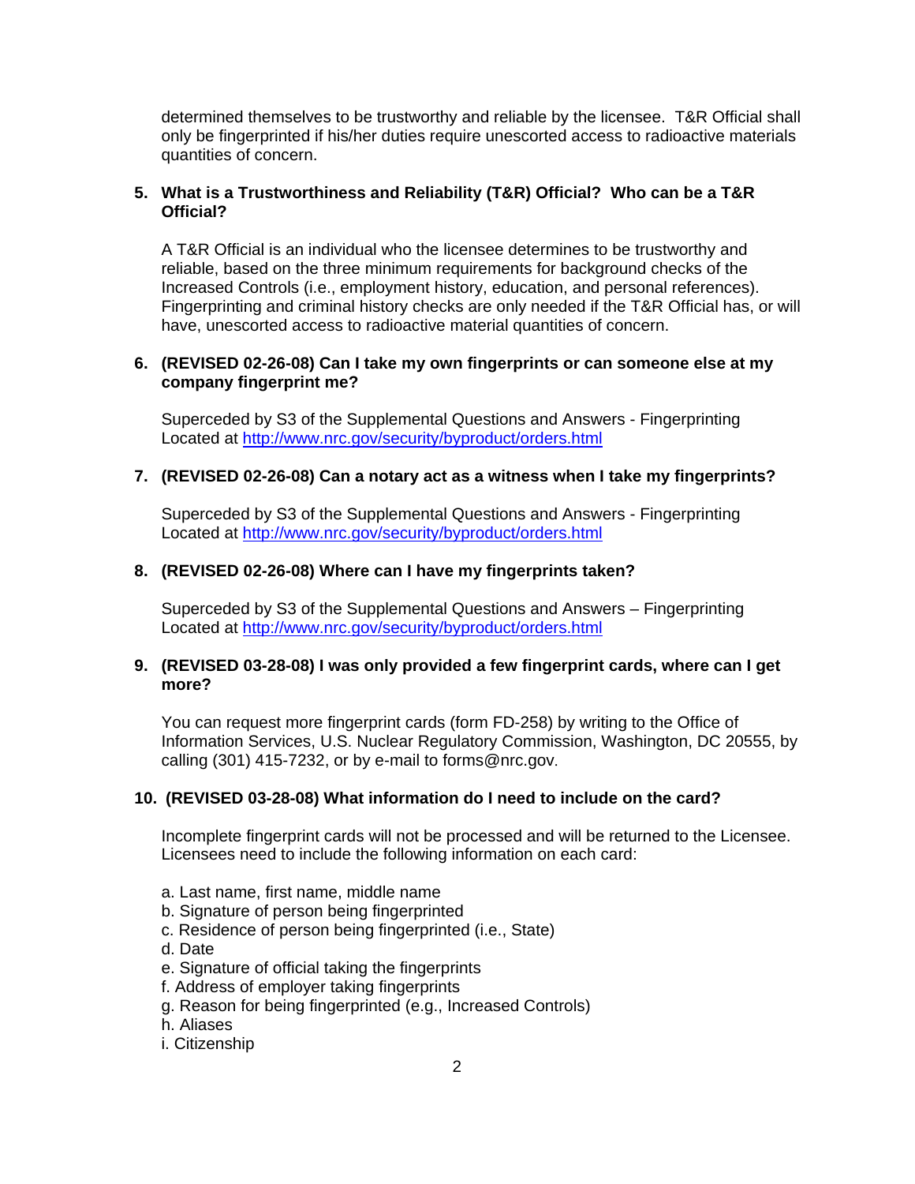determined themselves to be trustworthy and reliable by the licensee. T&R Official shall only be fingerprinted if his/her duties require unescorted access to radioactive materials quantities of concern.

5. **What is a Trustworthiness and Reliability (T&R) Official? Who can be a T&R Official?**

   A T&R Official is an individual who the licensee determines to be trustworthy and reliable, based on the three minimum requirements for background checks of the Increased Controls (i.e., employment history, education, and personal references). Fingerprinting and criminal history checks are only needed if the T&R Official has, or will have, unescorted access to radioactive material quantities of concern.

6. **(REVISED 02-26-08) Can I take my own fingerprints or can someone else at my company fingerprint me?**

   Superceded by S3 of the Supplemental Questions and Answers - Fingerprinting Located at http://www.nrc.gov/security/byproduct/orders.html

7. **(REVISED 02-26-08) Can a notary act as a witness when I take my fingerprints?**

   Superceded by S3 of the Supplemental Questions and Answers - Fingerprinting Located at http://www.nrc.gov/security/byproduct/orders.html

8. **(REVISED 02-26-08) Where can I have my fingerprints taken?**

   Superceded by S3 of the Supplemental Questions and Answers – Fingerprinting Located at http://www.nrc.gov/security/byproduct/orders.html

9. **(REVISED 03-28-08) I was only provided a few fingerprint cards, where can I get more?**

   You can request more fingerprint cards (form FD-258) by writing to the Office of Information Services, U.S. Nuclear Regulatory Commission, Washington, DC 20555, by calling (301) 415-7232, or by e-mail to forms@nrc.gov.

10. **(REVISED 03-28-08) What information do I need to include on the card?**

    Incomplete fingerprint cards will not be processed and will be returned to the Licensee. Licensees need to include the following information on each card:

    a. Last name, first name, middle name
    b. Signature of person being fingerprinted
    c. Residence of person being fingerprinted (i.e., State)
    d. Date
    e. Signature of official taking the fingerprints
    f. Address of employer taking fingerprints
    g. Reason for being fingerprinted (e.g., Increased Controls)
    h. Aliases
    i. Citizenship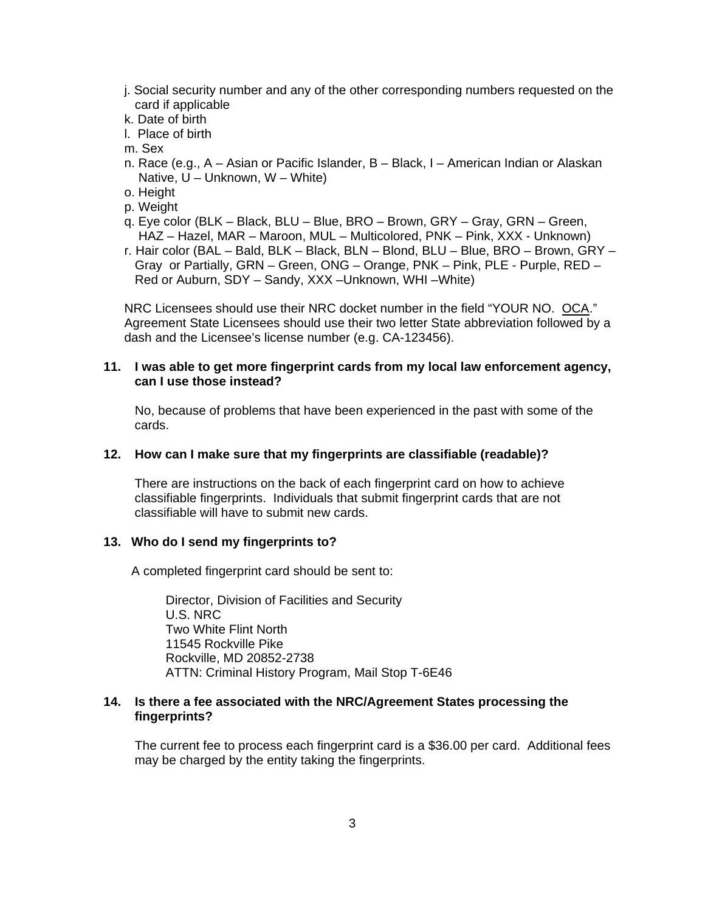j. Social security number and any of the other corresponding numbers requested on the card if applicable
k. Date of birth
l. Place of birth
m. Sex
n. Race (e.g., A – Asian or Pacific Islander, B – Black, I – American Indian or Alaskan Native, U – Unknown, W – White)
o. Height
p. Weight
q. Eye color (BLK – Black, BLU – Blue, BRO – Brown, GRY – Gray, GRN – Green, HAZ – Hazel, MAR – Maroon, MUL – Multicolored, PNK – Pink, XXX - Unknown)
r. Hair color (BAL – Bald, BLK – Black, BLN – Blond, BLU – Blue, BRO – Brown, GRY – Gray or Partially, GRN – Green, ONG – Orange, PNK – Pink, PLE - Purple, RED – Red or Auburn, SDY – Sandy, XXX –Unknown, WHI –White)

NRC Licensees should use their NRC docket number in the field "YOUR NO. OCA." Agreement State Licensees should use their two letter State abbreviation followed by a dash and the Licensee's license number (e.g. CA-123456).

**11. I was able to get more fingerprint cards from my local law enforcement agency, can I use those instead?**

No, because of problems that have been experienced in the past with some of the cards.

**12. How can I make sure that my fingerprints are classifiable (readable)?**

There are instructions on the back of each fingerprint card on how to achieve classifiable fingerprints. Individuals that submit fingerprint cards that are not classifiable will have to submit new cards.

**13. Who do I send my fingerprints to?**

A completed fingerprint card should be sent to:

Director, Division of Facilities and Security
U.S. NRC
Two White Flint North
11545 Rockville Pike
Rockville, MD 20852-2738
ATTN: Criminal History Program, Mail Stop T-6E46

**14. Is there a fee associated with the NRC/Agreement States processing the fingerprints?**

The current fee to process each fingerprint card is a $36.00 per card. Additional fees may be charged by the entity taking the fingerprints.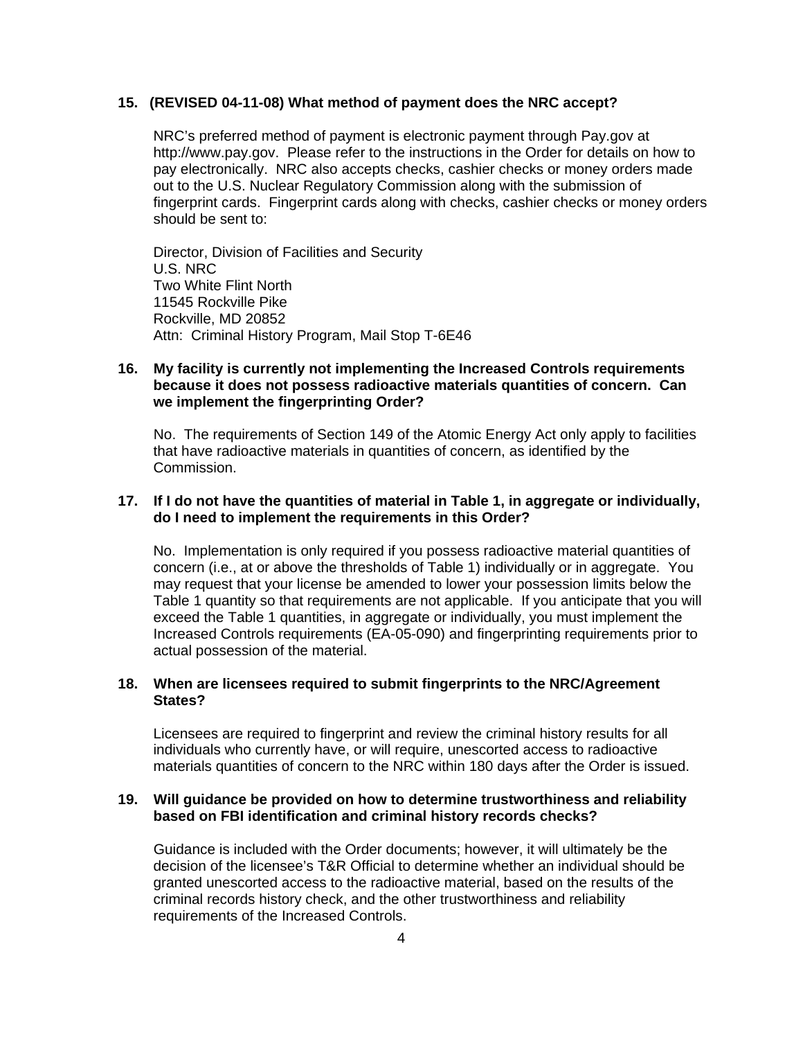**15. (REVISED 04-11-08) What method of payment does the NRC accept?**

NRC's preferred method of payment is electronic payment through Pay.gov at http://www.pay.gov. Please refer to the instructions in the Order for details on how to pay electronically. NRC also accepts checks, cashier checks or money orders made out to the U.S. Nuclear Regulatory Commission along with the submission of fingerprint cards. Fingerprint cards along with checks, cashier checks or money orders should be sent to:

Director, Division of Facilities and Security
U.S. NRC
Two White Flint North
11545 Rockville Pike
Rockville, MD 20852
Attn: Criminal History Program, Mail Stop T-6E46

**16. My facility is currently not implementing the Increased Controls requirements because it does not possess radioactive materials quantities of concern. Can we implement the fingerprinting Order?**

No. The requirements of Section 149 of the Atomic Energy Act only apply to facilities that have radioactive materials in quantities of concern, as identified by the Commission.

**17. If I do not have the quantities of material in Table 1, in aggregate or individually, do I need to implement the requirements in this Order?**

No. Implementation is only required if you possess radioactive material quantities of concern (i.e., at or above the thresholds of Table 1) individually or in aggregate. You may request that your license be amended to lower your possession limits below the Table 1 quantity so that requirements are not applicable. If you anticipate that you will exceed the Table 1 quantities, in aggregate or individually, you must implement the Increased Controls requirements (EA-05-090) and fingerprinting requirements prior to actual possession of the material.

**18. When are licensees required to submit fingerprints to the NRC/Agreement States?**

Licensees are required to fingerprint and review the criminal history results for all individuals who currently have, or will require, unescorted access to radioactive materials quantities of concern to the NRC within 180 days after the Order is issued.

**19. Will guidance be provided on how to determine trustworthiness and reliability based on FBI identification and criminal history records checks?**

Guidance is included with the Order documents; however, it will ultimately be the decision of the licensee's T&R Official to determine whether an individual should be granted unescorted access to the radioactive material, based on the results of the criminal records history check, and the other trustworthiness and reliability requirements of the Increased Controls.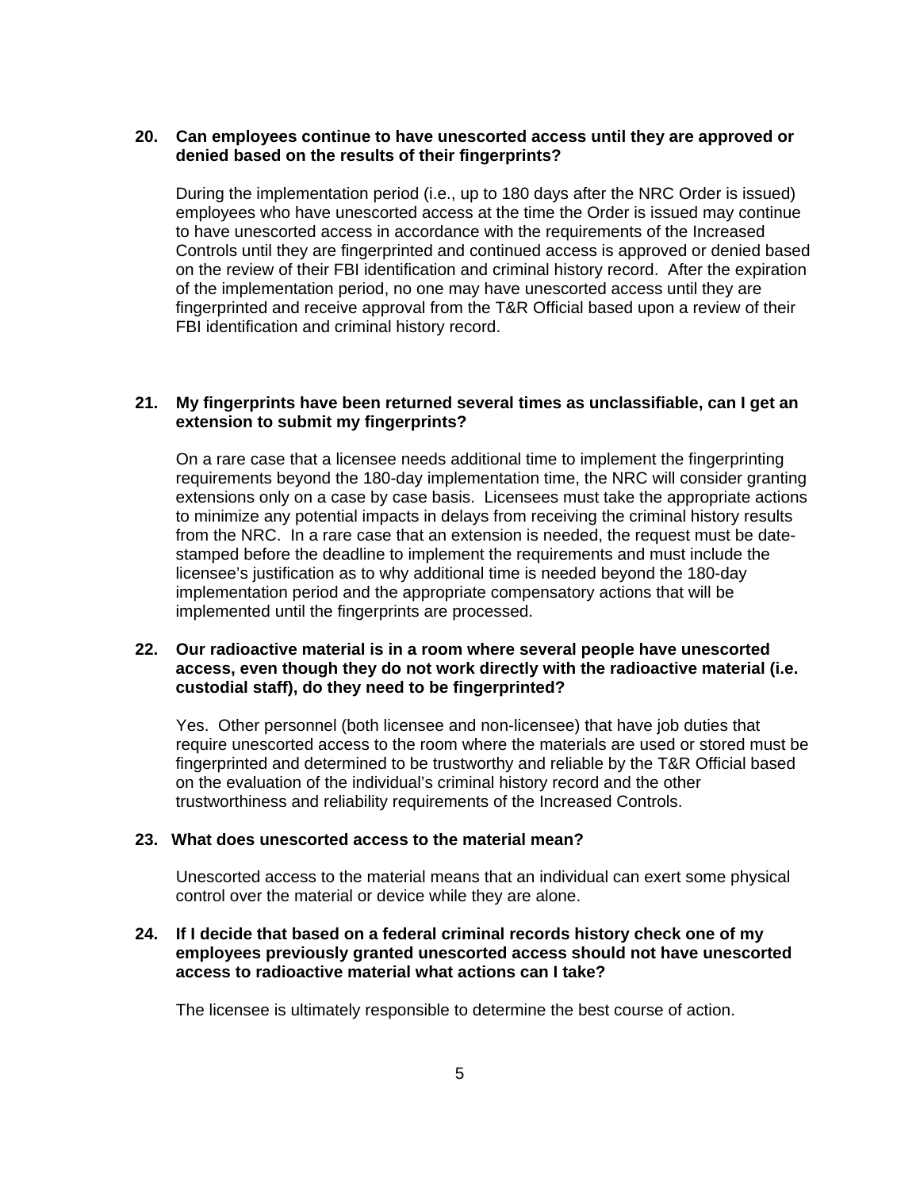**20. Can employees continue to have unescorted access until they are approved or denied based on the results of their fingerprints?**

During the implementation period (i.e., up to 180 days after the NRC Order is issued) employees who have unescorted access at the time the Order is issued may continue to have unescorted access in accordance with the requirements of the Increased Controls until they are fingerprinted and continued access is approved or denied based on the review of their FBI identification and criminal history record. After the expiration of the implementation period, no one may have unescorted access until they are fingerprinted and receive approval from the T&R Official based upon a review of their FBI identification and criminal history record.

**21. My fingerprints have been returned several times as unclassifiable, can I get an extension to submit my fingerprints?**

On a rare case that a licensee needs additional time to implement the fingerprinting requirements beyond the 180-day implementation time, the NRC will consider granting extensions only on a case by case basis. Licensees must take the appropriate actions to minimize any potential impacts in delays from receiving the criminal history results from the NRC. In a rare case that an extension is needed, the request must be date-stamped before the deadline to implement the requirements and must include the licensee's justification as to why additional time is needed beyond the 180-day implementation period and the appropriate compensatory actions that will be implemented until the fingerprints are processed.

**22. Our radioactive material is in a room where several people have unescorted access, even though they do not work directly with the radioactive material (i.e. custodial staff), do they need to be fingerprinted?**

Yes. Other personnel (both licensee and non-licensee) that have job duties that require unescorted access to the room where the materials are used or stored must be fingerprinted and determined to be trustworthy and reliable by the T&R Official based on the evaluation of the individual's criminal history record and the other trustworthiness and reliability requirements of the Increased Controls.

**23. What does unescorted access to the material mean?**

Unescorted access to the material means that an individual can exert some physical control over the material or device while they are alone.

**24. If I decide that based on a federal criminal records history check one of my employees previously granted unescorted access should not have unescorted access to radioactive material what actions can I take?**

The licensee is ultimately responsible to determine the best course of action.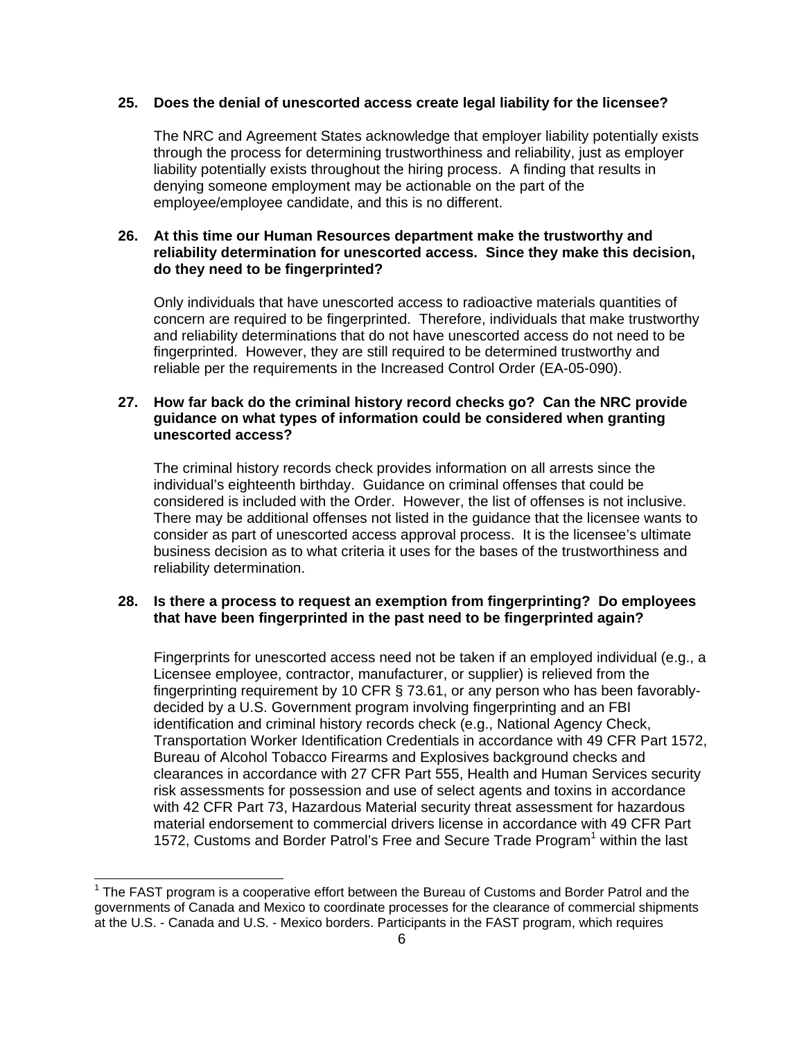**25. Does the denial of unescorted access create legal liability for the licensee?**

The NRC and Agreement States acknowledge that employer liability potentially exists through the process for determining trustworthiness and reliability, just as employer liability potentially exists throughout the hiring process. A finding that results in denying someone employment may be actionable on the part of the employee/employee candidate, and this is no different.

**26. At this time our Human Resources department make the trustworthy and reliability determination for unescorted access. Since they make this decision, do they need to be fingerprinted?**

Only individuals that have unescorted access to radioactive materials quantities of concern are required to be fingerprinted. Therefore, individuals that make trustworthy and reliability determinations that do not have unescorted access do not need to be fingerprinted. However, they are still required to be determined trustworthy and reliable per the requirements in the Increased Control Order (EA-05-090).

**27. How far back do the criminal history record checks go? Can the NRC provide guidance on what types of information could be considered when granting unescorted access?**

The criminal history records check provides information on all arrests since the individual's eighteenth birthday. Guidance on criminal offenses that could be considered is included with the Order. However, the list of offenses is not inclusive. There may be additional offenses not listed in the guidance that the licensee wants to consider as part of unescorted access approval process. It is the licensee's ultimate business decision as to what criteria it uses for the bases of the trustworthiness and reliability determination.

**28. Is there a process to request an exemption from fingerprinting? Do employees that have been fingerprinted in the past need to be fingerprinted again?**

Fingerprints for unescorted access need not be taken if an employed individual (e.g., a Licensee employee, contractor, manufacturer, or supplier) is relieved from the fingerprinting requirement by 10 CFR § 73.61, or any person who has been favorably-decided by a U.S. Government program involving fingerprinting and an FBI identification and criminal history records check (e.g., National Agency Check, Transportation Worker Identification Credentials in accordance with 49 CFR Part 1572, Bureau of Alcohol Tobacco Firearms and Explosives background checks and clearances in accordance with 27 CFR Part 555, Health and Human Services security risk assessments for possession and use of select agents and toxins in accordance with 42 CFR Part 73, Hazardous Material security threat assessment for hazardous material endorsement to commercial drivers license in accordance with 49 CFR Part 1572, Customs and Border Patrol's Free and Secure Trade Program[1] within the last

[1] The FAST program is a cooperative effort between the Bureau of Customs and Border Patrol and the governments of Canada and Mexico to coordinate processes for the clearance of commercial shipments at the U.S. - Canada and U.S. - Mexico borders. Participants in the FAST program, which requires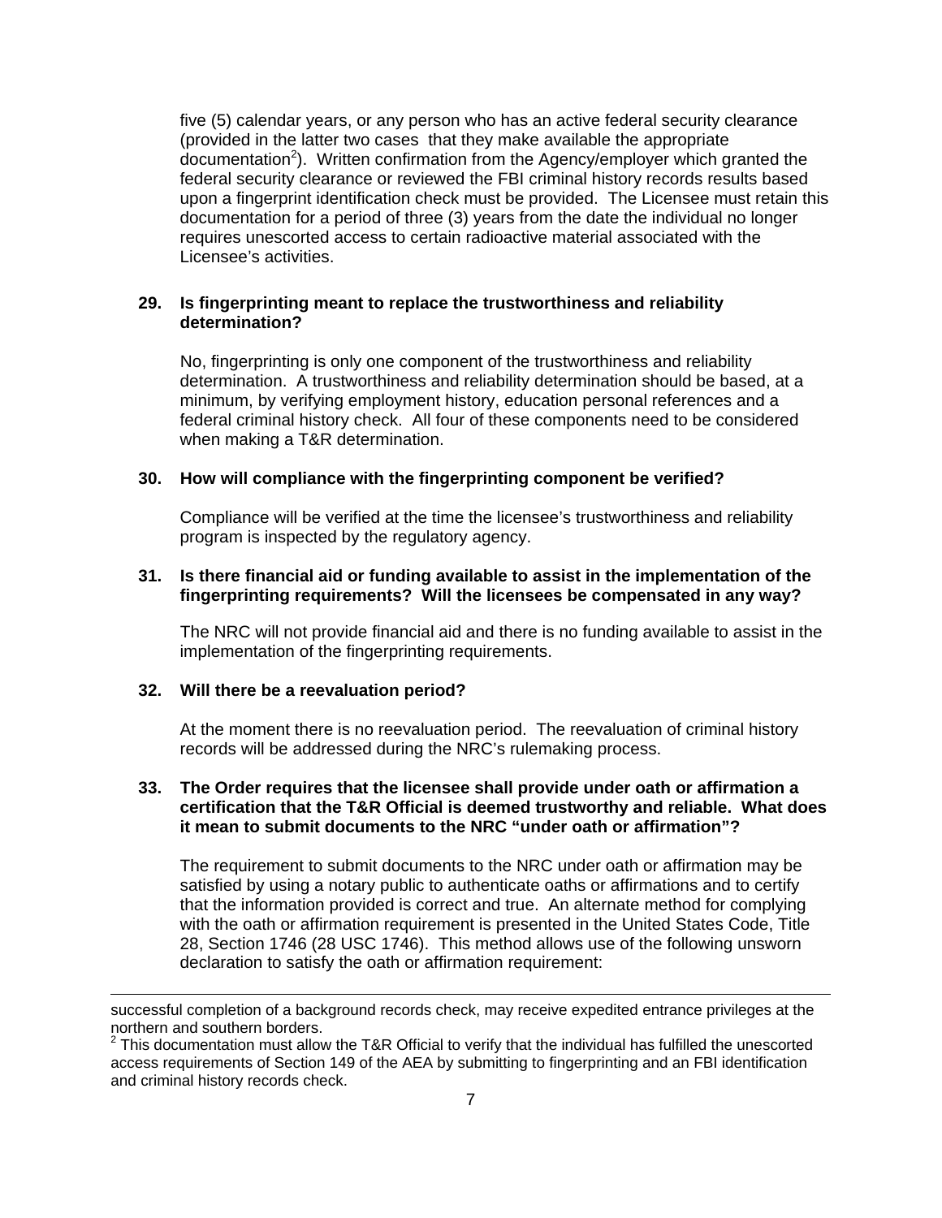five (5) calendar years, or any person who has an active federal security clearance (provided in the latter two cases that they make available the appropriate documentation[2]). Written confirmation from the Agency/employer which granted the federal security clearance or reviewed the FBI criminal history records results based upon a fingerprint identification check must be provided. The Licensee must retain this documentation for a period of three (3) years from the date the individual no longer requires unescorted access to certain radioactive material associated with the Licensee's activities.

**29. Is fingerprinting meant to replace the trustworthiness and reliability determination?**

No, fingerprinting is only one component of the trustworthiness and reliability determination. A trustworthiness and reliability determination should be based, at a minimum, by verifying employment history, education personal references and a federal criminal history check. All four of these components need to be considered when making a T&R determination.

**30. How will compliance with the fingerprinting component be verified?**

Compliance will be verified at the time the licensee's trustworthiness and reliability program is inspected by the regulatory agency.

**31. Is there financial aid or funding available to assist in the implementation of the fingerprinting requirements? Will the licensees be compensated in any way?**

The NRC will not provide financial aid and there is no funding available to assist in the implementation of the fingerprinting requirements.

**32. Will there be a reevaluation period?**

At the moment there is no reevaluation period. The reevaluation of criminal history records will be addressed during the NRC's rulemaking process.

**33. The Order requires that the licensee shall provide under oath or affirmation a certification that the T&R Official is deemed trustworthy and reliable. What does it mean to submit documents to the NRC "under oath or affirmation"?**

The requirement to submit documents to the NRC under oath or affirmation may be satisfied by using a notary public to authenticate oaths or affirmations and to certify that the information provided is correct and true. An alternate method for complying with the oath or affirmation requirement is presented in the United States Code, Title 28, Section 1746 (28 USC 1746). This method allows use of the following unsworn declaration to satisfy the oath or affirmation requirement:

---

successful completion of a background records check, may receive expedited entrance privileges at the northern and southern borders.

[2] This documentation must allow the T&R Official to verify that the individual has fulfilled the unescorted access requirements of Section 149 of the AEA by submitting to fingerprinting and an FBI identification and criminal history records check.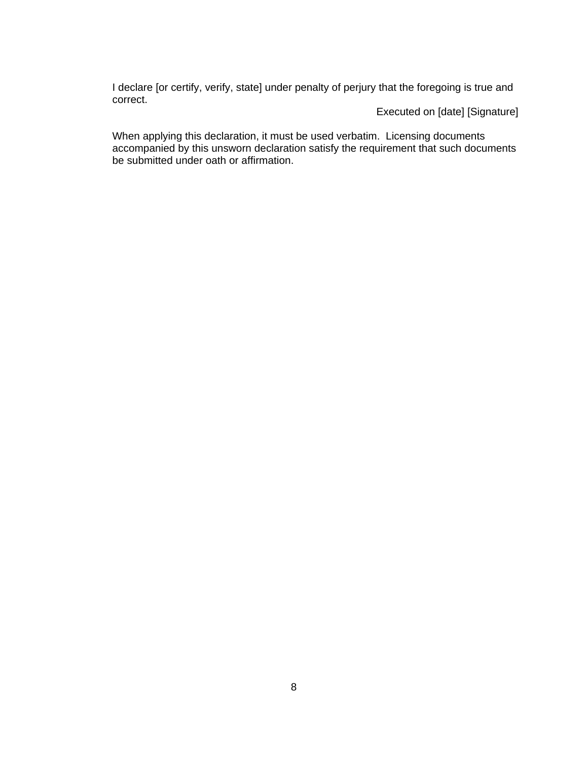I declare [or certify, verify, state] under penalty of perjury that the foregoing is true and correct.

Executed on [date] [Signature]

When applying this declaration, it must be used verbatim. Licensing documents accompanied by this unsworn declaration satisfy the requirement that such documents be submitted under oath or affirmation.